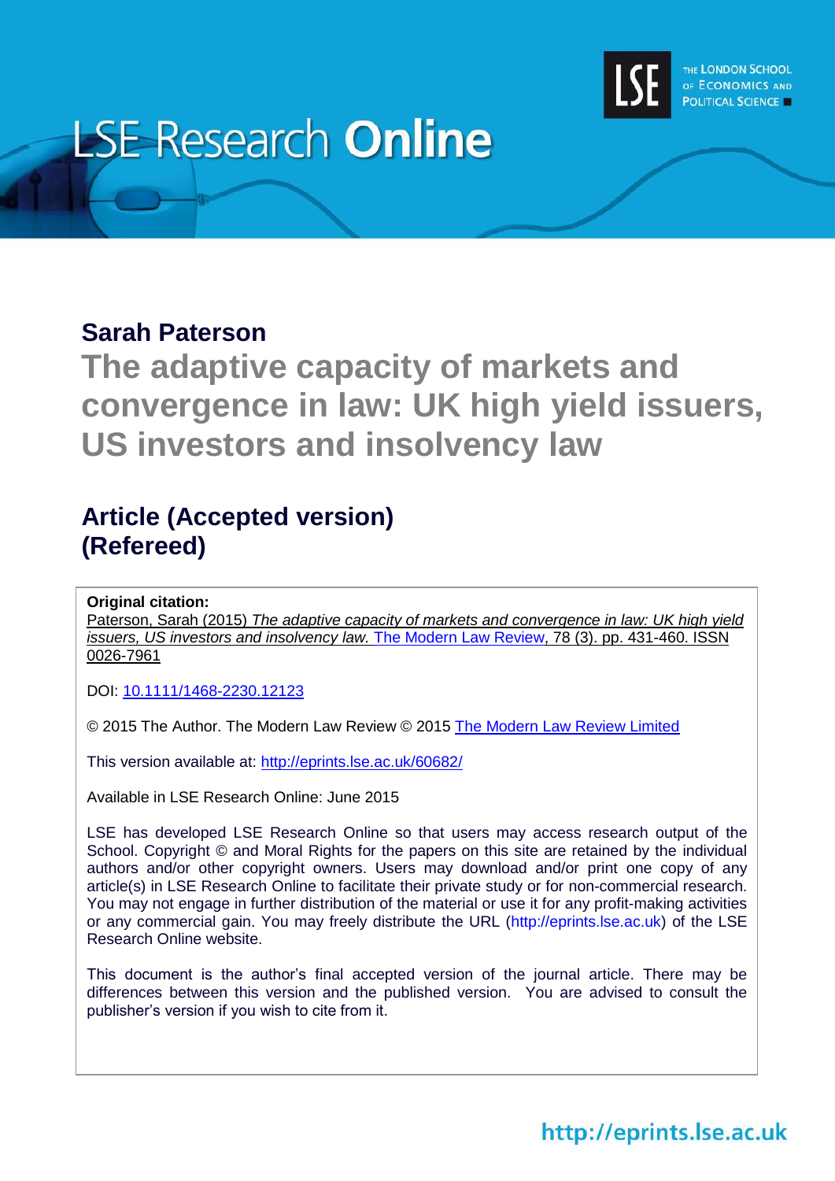LSE Research **Online**

THE LONDON SCHOOL OF ECONOMICS AND POLITICAL SCIENCE

## Sarah Paterson

# The adaptive capacity of markets and convergence in law: UK high yield issuers, US investors and insolvency law

## Article (Accepted version)
## (Refereed)

**Original citation:**
Paterson, Sarah (2015) *The adaptive capacity of markets and convergence in law: UK high yield issuers, US investors and insolvency law.* The Modern Law Review, 78 (3). pp. 431-460. ISSN 0026-7961

DOI: 10.1111/1468-2230.12123

© 2015 The Author. The Modern Law Review © 2015 The Modern Law Review Limited

This version available at: http://eprints.lse.ac.uk/60682/

Available in LSE Research Online: June 2015

LSE has developed LSE Research Online so that users may access research output of the School. Copyright © and Moral Rights for the papers on this site are retained by the individual authors and/or other copyright owners. Users may download and/or print one copy of any article(s) in LSE Research Online to facilitate their private study or for non-commercial research. You may not engage in further distribution of the material or use it for any profit-making activities or any commercial gain. You may freely distribute the URL (http://eprints.lse.ac.uk) of the LSE Research Online website.

This document is the author's final accepted version of the journal article. There may be differences between this version and the published version. You are advised to consult the publisher's version if you wish to cite from it.

http://eprints.lse.ac.uk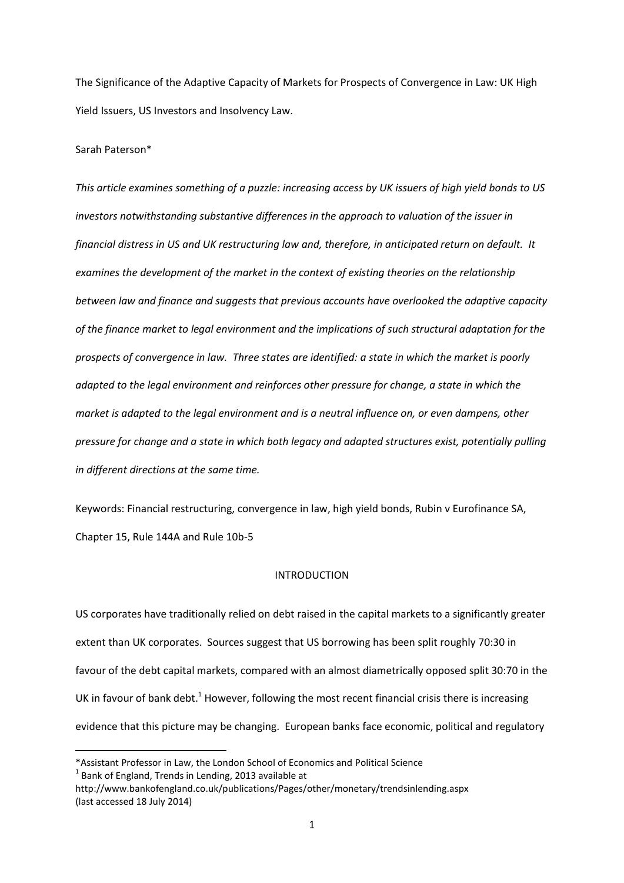The Significance of the Adaptive Capacity of Markets for Prospects of Convergence in Law: UK High Yield Issuers, US Investors and Insolvency Law.

Sarah Paterson*

*This article examines something of a puzzle: increasing access by UK issuers of high yield bonds to US investors notwithstanding substantive differences in the approach to valuation of the issuer in financial distress in US and UK restructuring law and, therefore, in anticipated return on default. It examines the development of the market in the context of existing theories on the relationship between law and finance and suggests that previous accounts have overlooked the adaptive capacity of the finance market to legal environment and the implications of such structural adaptation for the prospects of convergence in law. Three states are identified: a state in which the market is poorly adapted to the legal environment and reinforces other pressure for change, a state in which the market is adapted to the legal environment and is a neutral influence on, or even dampens, other pressure for change and a state in which both legacy and adapted structures exist, potentially pulling in different directions at the same time.*

Keywords: Financial restructuring, convergence in law, high yield bonds, Rubin v Eurofinance SA, Chapter 15, Rule 144A and Rule 10b-5

## INTRODUCTION

US corporates have traditionally relied on debt raised in the capital markets to a significantly greater extent than UK corporates. Sources suggest that US borrowing has been split roughly 70:30 in favour of the debt capital markets, compared with an almost diametrically opposed split 30:70 in the UK in favour of bank debt.[1] However, following the most recent financial crisis there is increasing evidence that this picture may be changing. European banks face economic, political and regulatory

---

*Assistant Professor in Law, the London School of Economics and Political Science

[1] Bank of England, Trends in Lending, 2013 available at http://www.bankofengland.co.uk/publications/Pages/other/monetary/trendsinlending.aspx (last accessed 18 July 2014)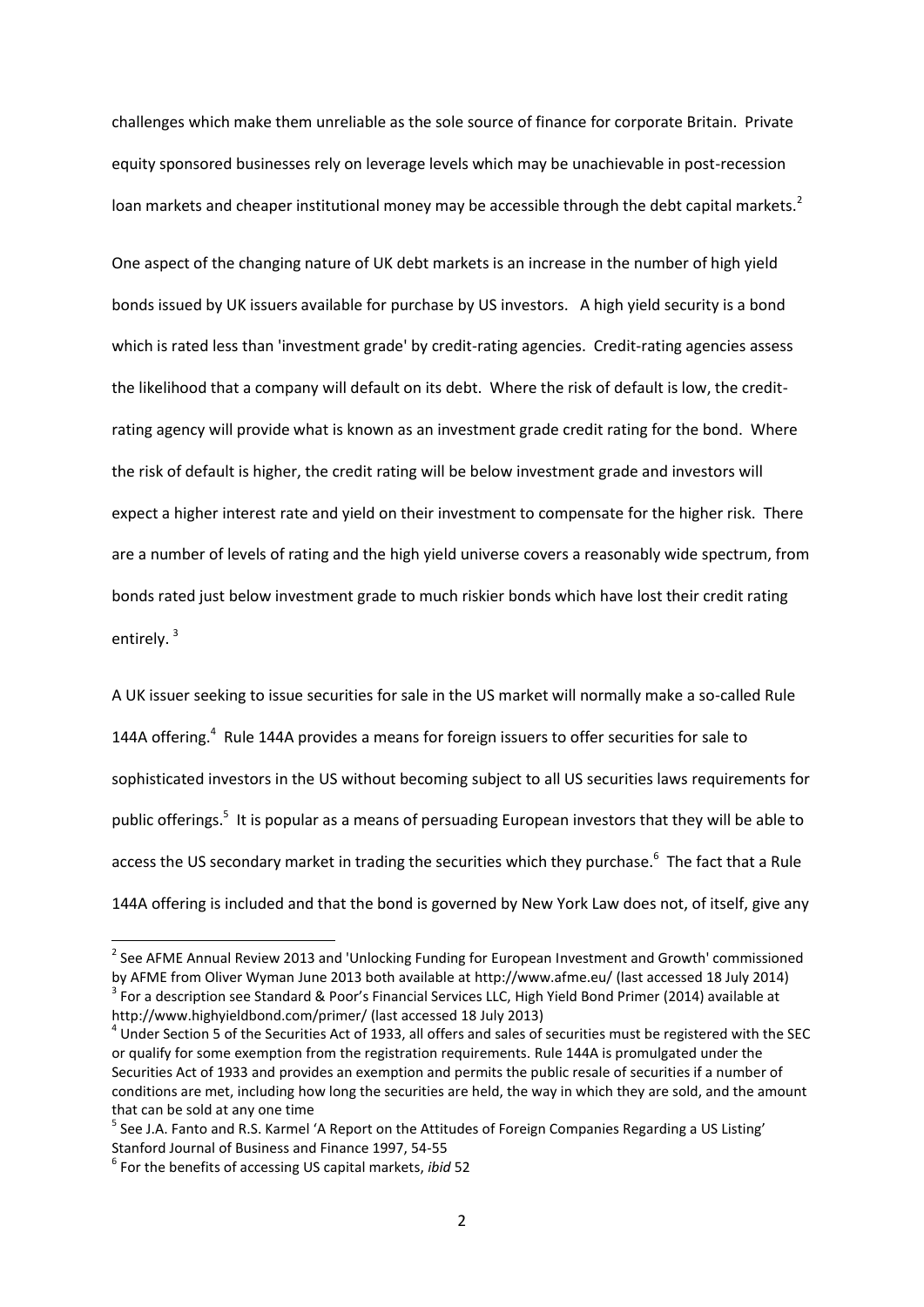challenges which make them unreliable as the sole source of finance for corporate Britain. Private equity sponsored businesses rely on leverage levels which may be unachievable in post-recession loan markets and cheaper institutional money may be accessible through the debt capital markets.[2]

One aspect of the changing nature of UK debt markets is an increase in the number of high yield bonds issued by UK issuers available for purchase by US investors. A high yield security is a bond which is rated less than 'investment grade' by credit-rating agencies. Credit-rating agencies assess the likelihood that a company will default on its debt. Where the risk of default is low, the credit-rating agency will provide what is known as an investment grade credit rating for the bond. Where the risk of default is higher, the credit rating will be below investment grade and investors will expect a higher interest rate and yield on their investment to compensate for the higher risk. There are a number of levels of rating and the high yield universe covers a reasonably wide spectrum, from bonds rated just below investment grade to much riskier bonds which have lost their credit rating entirely.[3]

A UK issuer seeking to issue securities for sale in the US market will normally make a so-called Rule 144A offering.[4] Rule 144A provides a means for foreign issuers to offer securities for sale to sophisticated investors in the US without becoming subject to all US securities laws requirements for public offerings.[5] It is popular as a means of persuading European investors that they will be able to access the US secondary market in trading the securities which they purchase.[6] The fact that a Rule 144A offering is included and that the bond is governed by New York Law does not, of itself, give any

---

[2] See AFME Annual Review 2013 and 'Unlocking Funding for European Investment and Growth' commissioned by AFME from Oliver Wyman June 2013 both available at http://www.afme.eu/ (last accessed 18 July 2014)

[3] For a description see Standard & Poor's Financial Services LLC, High Yield Bond Primer (2014) available at http://www.highyieldbond.com/primer/ (last accessed 18 July 2013)

[4] Under Section 5 of the Securities Act of 1933, all offers and sales of securities must be registered with the SEC or qualify for some exemption from the registration requirements. Rule 144A is promulgated under the Securities Act of 1933 and provides an exemption and permits the public resale of securities if a number of conditions are met, including how long the securities are held, the way in which they are sold, and the amount that can be sold at any one time

[5] See J.A. Fanto and R.S. Karmel 'A Report on the Attitudes of Foreign Companies Regarding a US Listing' Stanford Journal of Business and Finance 1997, 54-55

[6] For the benefits of accessing US capital markets, *ibid* 52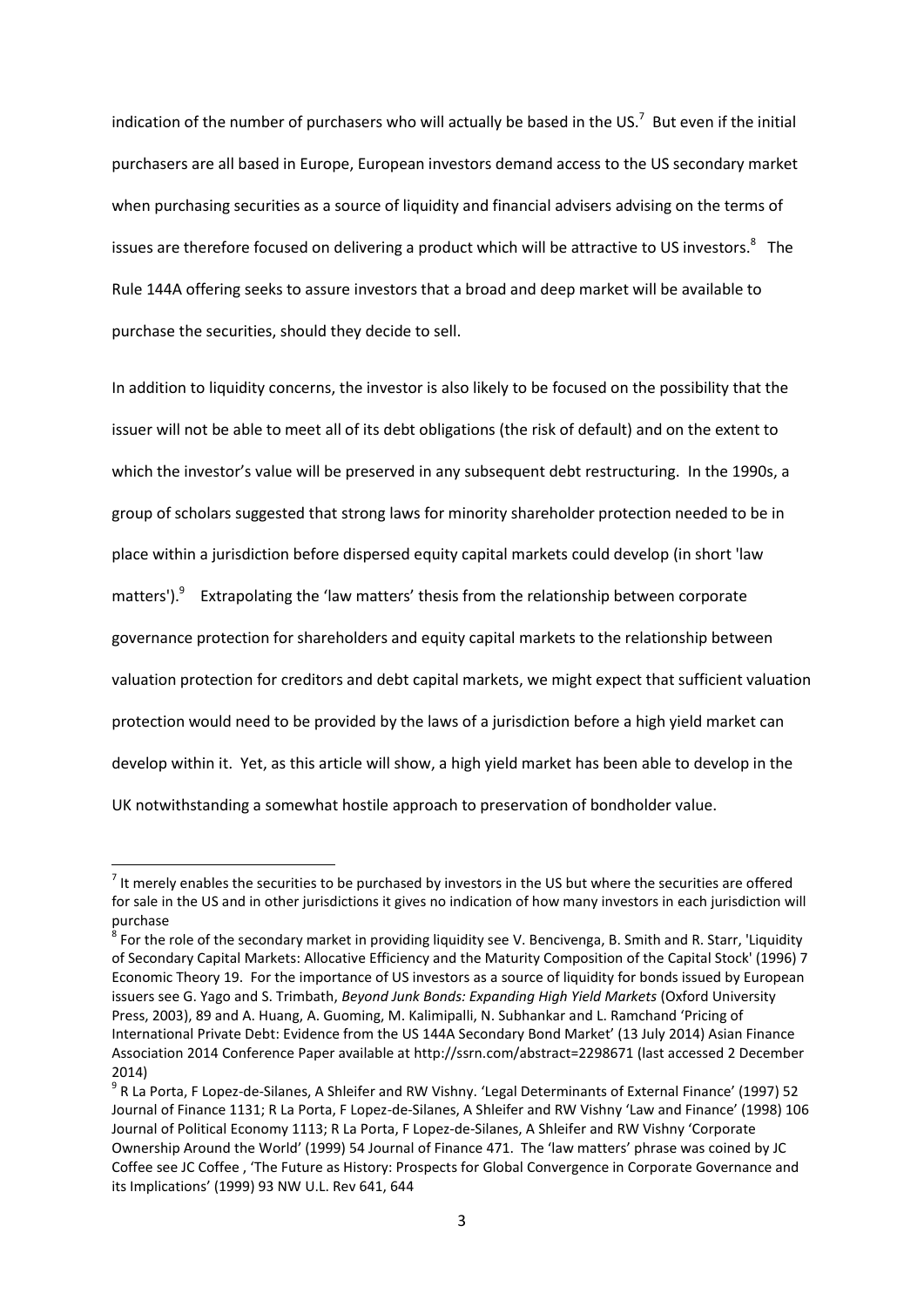indication of the number of purchasers who will actually be based in the US.[7] But even if the initial purchasers are all based in Europe, European investors demand access to the US secondary market when purchasing securities as a source of liquidity and financial advisers advising on the terms of issues are therefore focused on delivering a product which will be attractive to US investors.[8] The Rule 144A offering seeks to assure investors that a broad and deep market will be available to purchase the securities, should they decide to sell.

In addition to liquidity concerns, the investor is also likely to be focused on the possibility that the issuer will not be able to meet all of its debt obligations (the risk of default) and on the extent to which the investor's value will be preserved in any subsequent debt restructuring. In the 1990s, a group of scholars suggested that strong laws for minority shareholder protection needed to be in place within a jurisdiction before dispersed equity capital markets could develop (in short 'law matters').[9] Extrapolating the 'law matters' thesis from the relationship between corporate governance protection for shareholders and equity capital markets to the relationship between valuation protection for creditors and debt capital markets, we might expect that sufficient valuation protection would need to be provided by the laws of a jurisdiction before a high yield market can develop within it. Yet, as this article will show, a high yield market has been able to develop in the UK notwithstanding a somewhat hostile approach to preservation of bondholder value.

---

[7] It merely enables the securities to be purchased by investors in the US but where the securities are offered for sale in the US and in other jurisdictions it gives no indication of how many investors in each jurisdiction will purchase

[8] For the role of the secondary market in providing liquidity see V. Bencivenga, B. Smith and R. Starr, 'Liquidity of Secondary Capital Markets: Allocative Efficiency and the Maturity Composition of the Capital Stock' (1996) 7 Economic Theory 19. For the importance of US investors as a source of liquidity for bonds issued by European issuers see G. Yago and S. Trimbath, *Beyond Junk Bonds: Expanding High Yield Markets* (Oxford University Press, 2003), 89 and A. Huang, A. Guoming, M. Kalimipalli, N. Subhankar and L. Ramchand 'Pricing of International Private Debt: Evidence from the US 144A Secondary Bond Market' (13 July 2014) Asian Finance Association 2014 Conference Paper available at http://ssrn.com/abstract=2298671 (last accessed 2 December 2014)

[9] R La Porta, F Lopez-de-Silanes, A Shleifer and RW Vishny. 'Legal Determinants of External Finance' (1997) 52 Journal of Finance 1131; R La Porta, F Lopez-de-Silanes, A Shleifer and RW Vishny 'Law and Finance' (1998) 106 Journal of Political Economy 1113; R La Porta, F Lopez-de-Silanes, A Shleifer and RW Vishny 'Corporate Ownership Around the World' (1999) 54 Journal of Finance 471. The 'law matters' phrase was coined by JC Coffee see JC Coffee , 'The Future as History: Prospects for Global Convergence in Corporate Governance and its Implications' (1999) 93 NW U.L. Rev 641, 644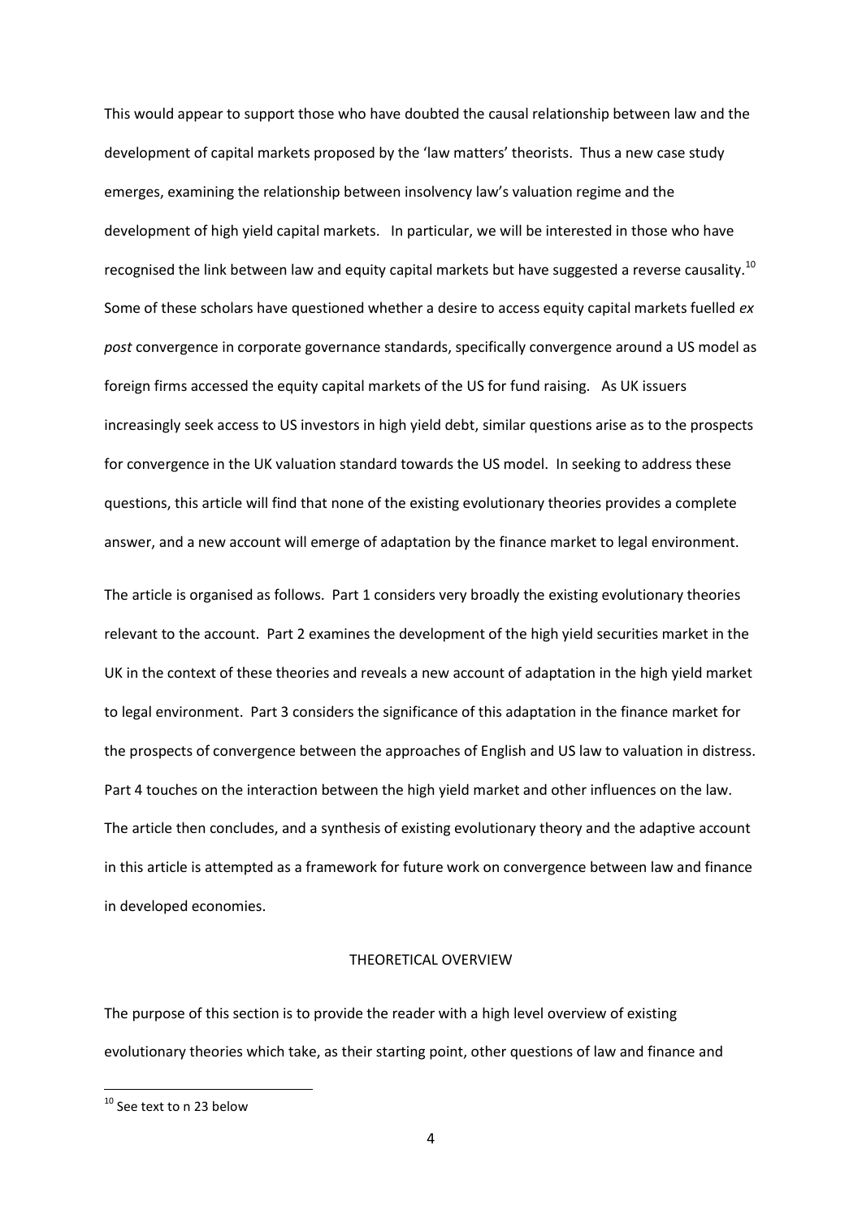This would appear to support those who have doubted the causal relationship between law and the development of capital markets proposed by the 'law matters' theorists. Thus a new case study emerges, examining the relationship between insolvency law's valuation regime and the development of high yield capital markets. In particular, we will be interested in those who have recognised the link between law and equity capital markets but have suggested a reverse causality.[10] Some of these scholars have questioned whether a desire to access equity capital markets fuelled *ex post* convergence in corporate governance standards, specifically convergence around a US model as foreign firms accessed the equity capital markets of the US for fund raising. As UK issuers increasingly seek access to US investors in high yield debt, similar questions arise as to the prospects for convergence in the UK valuation standard towards the US model. In seeking to address these questions, this article will find that none of the existing evolutionary theories provides a complete answer, and a new account will emerge of adaptation by the finance market to legal environment.

The article is organised as follows. Part 1 considers very broadly the existing evolutionary theories relevant to the account. Part 2 examines the development of the high yield securities market in the UK in the context of these theories and reveals a new account of adaptation in the high yield market to legal environment. Part 3 considers the significance of this adaptation in the finance market for the prospects of convergence between the approaches of English and US law to valuation in distress. Part 4 touches on the interaction between the high yield market and other influences on the law. The article then concludes, and a synthesis of existing evolutionary theory and the adaptive account in this article is attempted as a framework for future work on convergence between law and finance in developed economies.

## THEORETICAL OVERVIEW

The purpose of this section is to provide the reader with a high level overview of existing evolutionary theories which take, as their starting point, other questions of law and finance and

---

[10] See text to n 23 below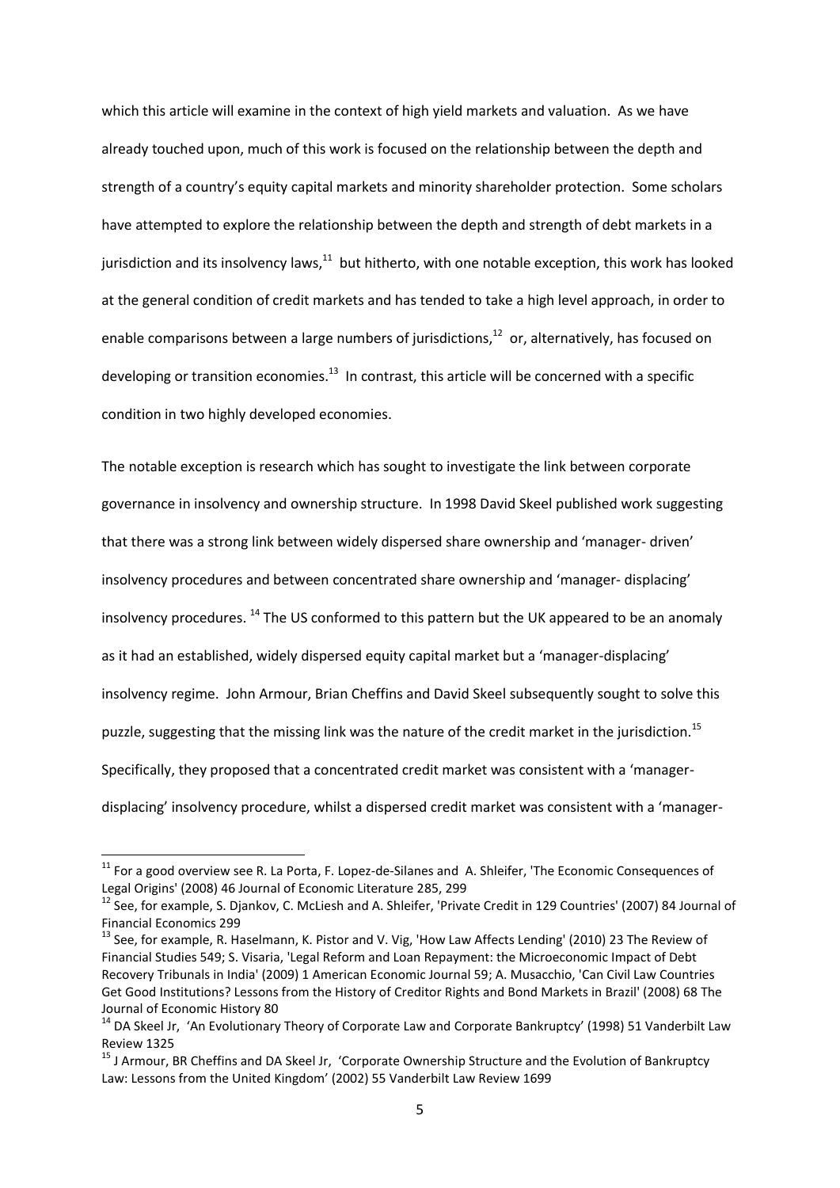which this article will examine in the context of high yield markets and valuation. As we have already touched upon, much of this work is focused on the relationship between the depth and strength of a country's equity capital markets and minority shareholder protection. Some scholars have attempted to explore the relationship between the depth and strength of debt markets in a jurisdiction and its insolvency laws,[11] but hitherto, with one notable exception, this work has looked at the general condition of credit markets and has tended to take a high level approach, in order to enable comparisons between a large numbers of jurisdictions,[12] or, alternatively, has focused on developing or transition economies.[13] In contrast, this article will be concerned with a specific condition in two highly developed economies.

The notable exception is research which has sought to investigate the link between corporate governance in insolvency and ownership structure. In 1998 David Skeel published work suggesting that there was a strong link between widely dispersed share ownership and 'manager- driven' insolvency procedures and between concentrated share ownership and 'manager- displacing' insolvency procedures. [14] The US conformed to this pattern but the UK appeared to be an anomaly as it had an established, widely dispersed equity capital market but a 'manager-displacing' insolvency regime. John Armour, Brian Cheffins and David Skeel subsequently sought to solve this puzzle, suggesting that the missing link was the nature of the credit market in the jurisdiction.[15] Specifically, they proposed that a concentrated credit market was consistent with a 'manager-displacing' insolvency procedure, whilst a dispersed credit market was consistent with a 'manager-

---

[11] For a good overview see R. La Porta, F. Lopez-de-Silanes and A. Shleifer, 'The Economic Consequences of Legal Origins' (2008) 46 Journal of Economic Literature 285, 299

[12] See, for example, S. Djankov, C. McLiesh and A. Shleifer, 'Private Credit in 129 Countries' (2007) 84 Journal of Financial Economics 299

[13] See, for example, R. Haselmann, K. Pistor and V. Vig, 'How Law Affects Lending' (2010) 23 The Review of Financial Studies 549; S. Visaria, 'Legal Reform and Loan Repayment: the Microeconomic Impact of Debt Recovery Tribunals in India' (2009) 1 American Economic Journal 59; A. Musacchio, 'Can Civil Law Countries Get Good Institutions? Lessons from the History of Creditor Rights and Bond Markets in Brazil' (2008) 68 The Journal of Economic History 80

[14] DA Skeel Jr, 'An Evolutionary Theory of Corporate Law and Corporate Bankruptcy' (1998) 51 Vanderbilt Law Review 1325

[15] J Armour, BR Cheffins and DA Skeel Jr, 'Corporate Ownership Structure and the Evolution of Bankruptcy Law: Lessons from the United Kingdom' (2002) 55 Vanderbilt Law Review 1699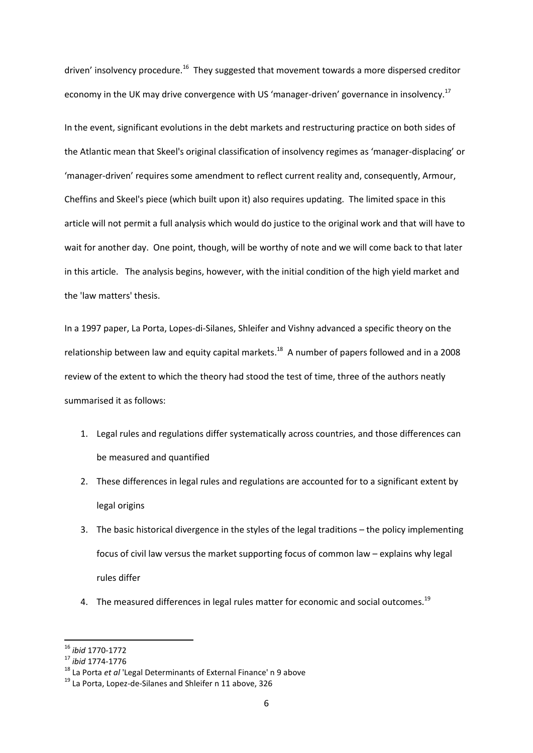driven' insolvency procedure.[16] They suggested that movement towards a more dispersed creditor economy in the UK may drive convergence with US 'manager-driven' governance in insolvency.[17]

In the event, significant evolutions in the debt markets and restructuring practice on both sides of the Atlantic mean that Skeel's original classification of insolvency regimes as 'manager-displacing' or 'manager-driven' requires some amendment to reflect current reality and, consequently, Armour, Cheffins and Skeel's piece (which built upon it) also requires updating. The limited space in this article will not permit a full analysis which would do justice to the original work and that will have to wait for another day. One point, though, will be worthy of note and we will come back to that later in this article. The analysis begins, however, with the initial condition of the high yield market and the 'law matters' thesis.

In a 1997 paper, La Porta, Lopes-di-Silanes, Shleifer and Vishny advanced a specific theory on the relationship between law and equity capital markets.[18] A number of papers followed and in a 2008 review of the extent to which the theory had stood the test of time, three of the authors neatly summarised it as follows:

1. Legal rules and regulations differ systematically across countries, and those differences can be measured and quantified
2. These differences in legal rules and regulations are accounted for to a significant extent by legal origins
3. The basic historical divergence in the styles of the legal traditions – the policy implementing focus of civil law versus the market supporting focus of common law – explains why legal rules differ
4. The measured differences in legal rules matter for economic and social outcomes.[19]

---

[16] *ibid* 1770-1772

[17] *ibid* 1774-1776

[18] La Porta *et al* 'Legal Determinants of External Finance' n 9 above

[19] La Porta, Lopez-de-Silanes and Shleifer n 11 above, 326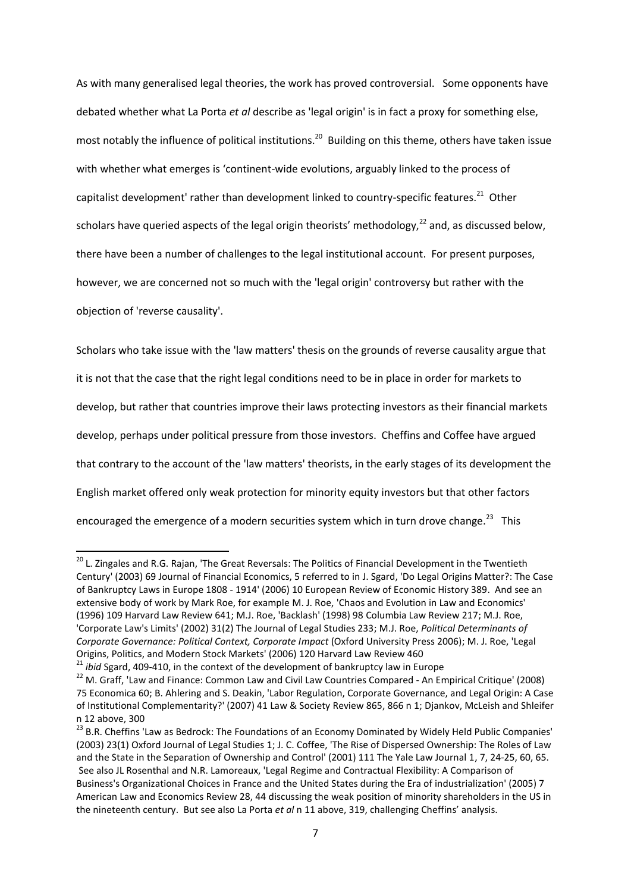As with many generalised legal theories, the work has proved controversial. Some opponents have debated whether what La Porta *et al* describe as 'legal origin' is in fact a proxy for something else, most notably the influence of political institutions.[20] Building on this theme, others have taken issue with whether what emerges is 'continent-wide evolutions, arguably linked to the process of capitalist development' rather than development linked to country-specific features.[21] Other scholars have queried aspects of the legal origin theorists' methodology,[22] and, as discussed below, there have been a number of challenges to the legal institutional account. For present purposes, however, we are concerned not so much with the 'legal origin' controversy but rather with the objection of 'reverse causality'.

Scholars who take issue with the 'law matters' thesis on the grounds of reverse causality argue that it is not that the case that the right legal conditions need to be in place in order for markets to develop, but rather that countries improve their laws protecting investors as their financial markets develop, perhaps under political pressure from those investors. Cheffins and Coffee have argued that contrary to the account of the 'law matters' theorists, in the early stages of its development the English market offered only weak protection for minority equity investors but that other factors encouraged the emergence of a modern securities system which in turn drove change.[23] This

---

[20] L. Zingales and R.G. Rajan, 'The Great Reversals: The Politics of Financial Development in the Twentieth Century' (2003) 69 Journal of Financial Economics, 5 referred to in J. Sgard, 'Do Legal Origins Matter?: The Case of Bankruptcy Laws in Europe 1808 - 1914' (2006) 10 European Review of Economic History 389. And see an extensive body of work by Mark Roe, for example M. J. Roe, 'Chaos and Evolution in Law and Economics' (1996) 109 Harvard Law Review 641; M.J. Roe, 'Backlash' (1998) 98 Columbia Law Review 217; M.J. Roe, 'Corporate Law's Limits' (2002) 31(2) The Journal of Legal Studies 233; M.J. Roe, *Political Determinants of Corporate Governance: Political Context, Corporate Impact* (Oxford University Press 2006); M. J. Roe, 'Legal Origins, Politics, and Modern Stock Markets' (2006) 120 Harvard Law Review 460

[21] *ibid* Sgard, 409-410, in the context of the development of bankruptcy law in Europe

[22] M. Graff, 'Law and Finance: Common Law and Civil Law Countries Compared - An Empirical Critique' (2008) 75 Economica 60; B. Ahlering and S. Deakin, 'Labor Regulation, Corporate Governance, and Legal Origin: A Case of Institutional Complementarity?' (2007) 41 Law & Society Review 865, 866 n 1; Djankov, McLeish and Shleifer n 12 above, 300

[23] B.R. Cheffins 'Law as Bedrock: The Foundations of an Economy Dominated by Widely Held Public Companies' (2003) 23(1) Oxford Journal of Legal Studies 1; J. C. Coffee, 'The Rise of Dispersed Ownership: The Roles of Law and the State in the Separation of Ownership and Control' (2001) 111 The Yale Law Journal 1, 7, 24-25, 60, 65. See also JL Rosenthal and N.R. Lamoreaux, 'Legal Regime and Contractual Flexibility: A Comparison of Business's Organizational Choices in France and the United States during the Era of industrialization' (2005) 7 American Law and Economics Review 28, 44 discussing the weak position of minority shareholders in the US in the nineteenth century. But see also La Porta *et al* n 11 above, 319, challenging Cheffins' analysis.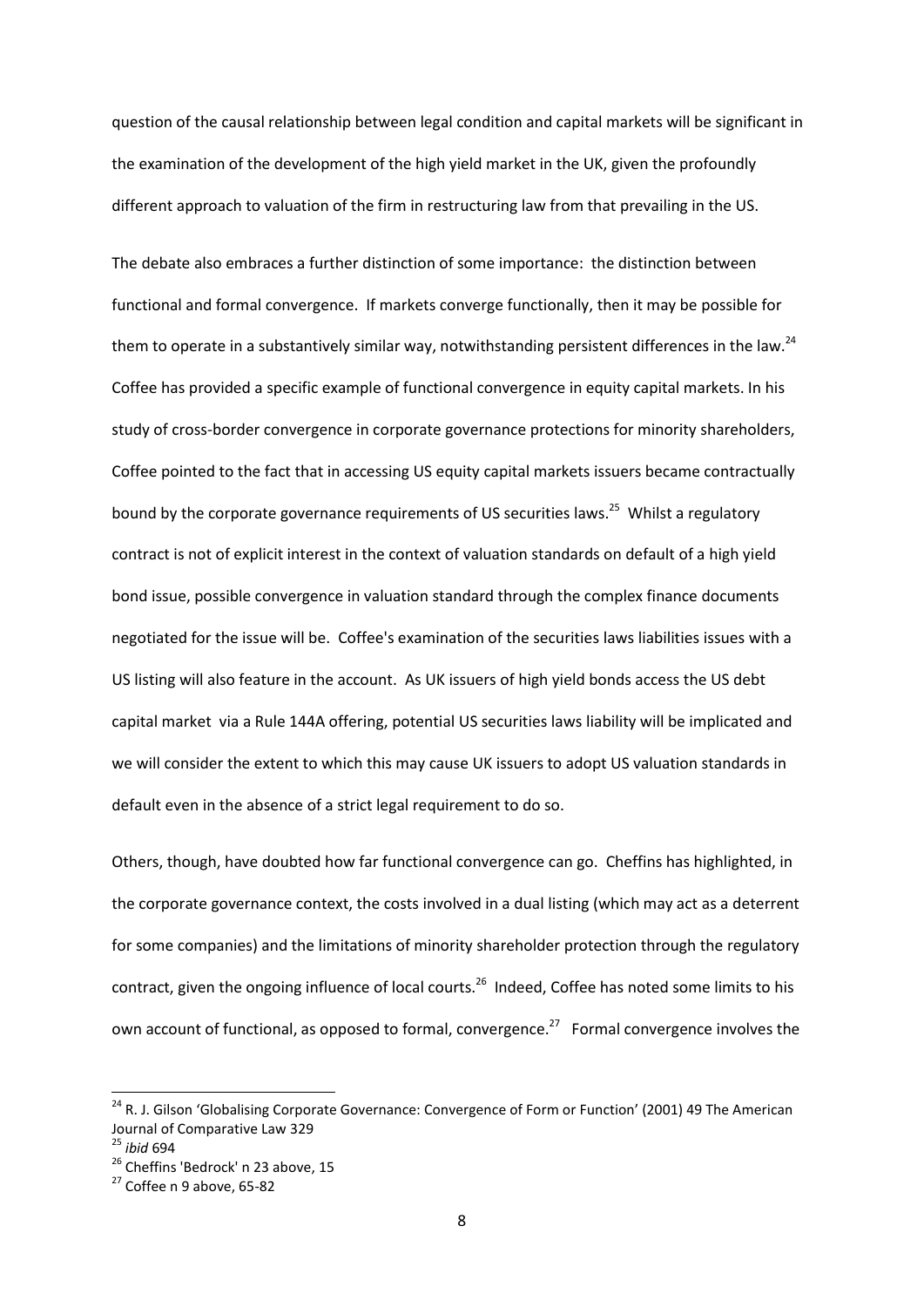question of the causal relationship between legal condition and capital markets will be significant in the examination of the development of the high yield market in the UK, given the profoundly different approach to valuation of the firm in restructuring law from that prevailing in the US.

The debate also embraces a further distinction of some importance: the distinction between functional and formal convergence. If markets converge functionally, then it may be possible for them to operate in a substantively similar way, notwithstanding persistent differences in the law.[24] Coffee has provided a specific example of functional convergence in equity capital markets. In his study of cross-border convergence in corporate governance protections for minority shareholders, Coffee pointed to the fact that in accessing US equity capital markets issuers became contractually bound by the corporate governance requirements of US securities laws.[25] Whilst a regulatory contract is not of explicit interest in the context of valuation standards on default of a high yield bond issue, possible convergence in valuation standard through the complex finance documents negotiated for the issue will be. Coffee's examination of the securities laws liabilities issues with a US listing will also feature in the account. As UK issuers of high yield bonds access the US debt capital market via a Rule 144A offering, potential US securities laws liability will be implicated and we will consider the extent to which this may cause UK issuers to adopt US valuation standards in default even in the absence of a strict legal requirement to do so.

Others, though, have doubted how far functional convergence can go. Cheffins has highlighted, in the corporate governance context, the costs involved in a dual listing (which may act as a deterrent for some companies) and the limitations of minority shareholder protection through the regulatory contract, given the ongoing influence of local courts.[26] Indeed, Coffee has noted some limits to his own account of functional, as opposed to formal, convergence.[27] Formal convergence involves the

---

[24] R. J. Gilson 'Globalising Corporate Governance: Convergence of Form or Function' (2001) 49 The American Journal of Comparative Law 329

[25] *ibid* 694

[26] Cheffins 'Bedrock' n 23 above, 15

[27] Coffee n 9 above, 65-82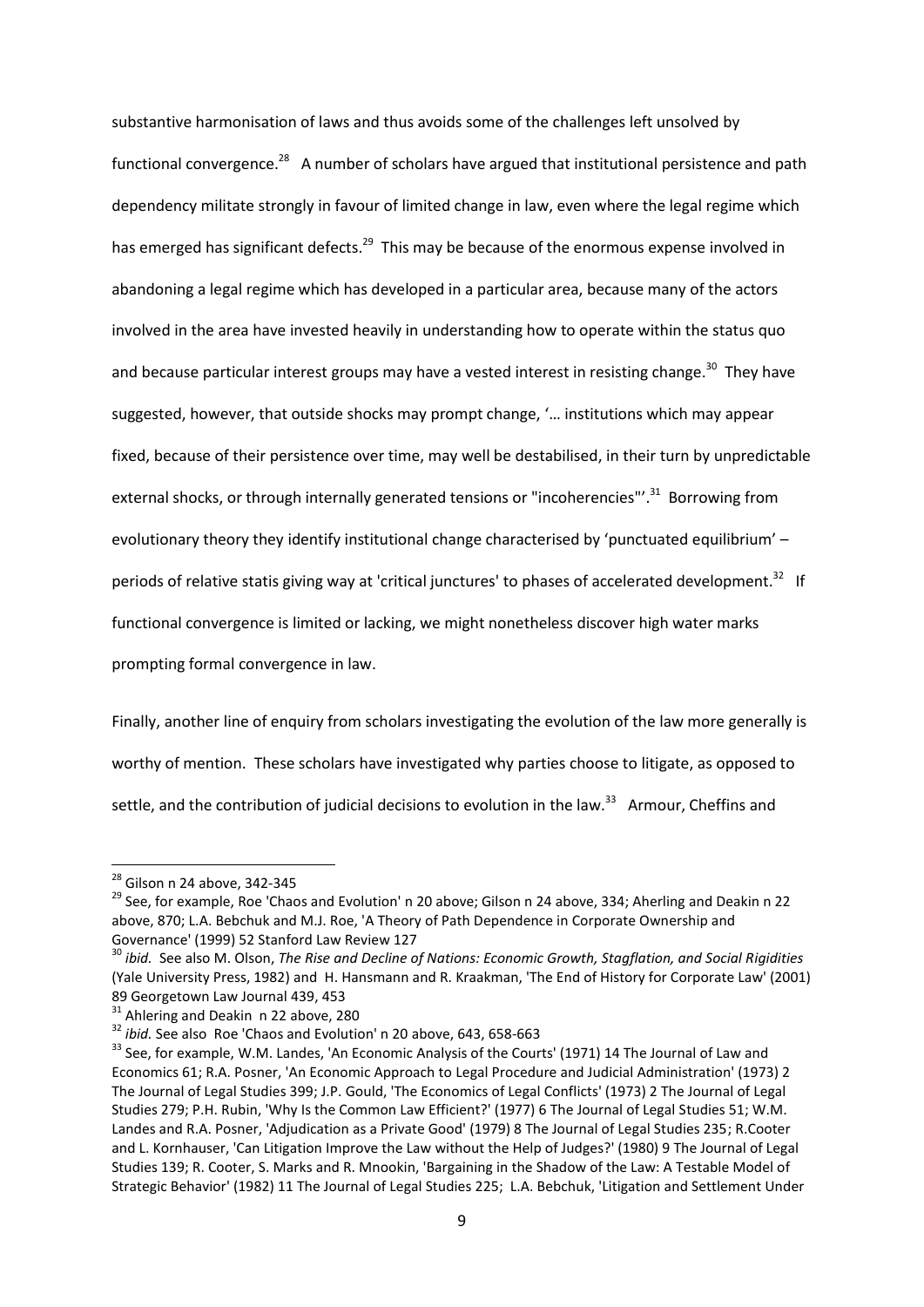substantive harmonisation of laws and thus avoids some of the challenges left unsolved by functional convergence.[28] A number of scholars have argued that institutional persistence and path dependency militate strongly in favour of limited change in law, even where the legal regime which has emerged has significant defects.[29] This may be because of the enormous expense involved in abandoning a legal regime which has developed in a particular area, because many of the actors involved in the area have invested heavily in understanding how to operate within the status quo and because particular interest groups may have a vested interest in resisting change.[30] They have suggested, however, that outside shocks may prompt change, '… institutions which may appear fixed, because of their persistence over time, may well be destabilised, in their turn by unpredictable external shocks, or through internally generated tensions or "incoherencies"'.[31] Borrowing from evolutionary theory they identify institutional change characterised by 'punctuated equilibrium' – periods of relative statis giving way at 'critical junctures' to phases of accelerated development.[32] If functional convergence is limited or lacking, we might nonetheless discover high water marks prompting formal convergence in law.

Finally, another line of enquiry from scholars investigating the evolution of the law more generally is worthy of mention. These scholars have investigated why parties choose to litigate, as opposed to settle, and the contribution of judicial decisions to evolution in the law.[33] Armour, Cheffins and

---

[28] Gilson n 24 above, 342-345

[29] See, for example, Roe 'Chaos and Evolution' n 20 above; Gilson n 24 above, 334; Aherling and Deakin n 22 above, 870; L.A. Bebchuk and M.J. Roe, 'A Theory of Path Dependence in Corporate Ownership and Governance' (1999) 52 Stanford Law Review 127

[30] *ibid.* See also M. Olson, *The Rise and Decline of Nations: Economic Growth, Stagflation, and Social Rigidities* (Yale University Press, 1982) and H. Hansmann and R. Kraakman, 'The End of History for Corporate Law' (2001) 89 Georgetown Law Journal 439, 453

[31] Ahlering and Deakin n 22 above, 280

[32] *ibid.* See also Roe 'Chaos and Evolution' n 20 above, 643, 658-663

[33] See, for example, W.M. Landes, 'An Economic Analysis of the Courts' (1971) 14 The Journal of Law and Economics 61; R.A. Posner, 'An Economic Approach to Legal Procedure and Judicial Administration' (1973) 2 The Journal of Legal Studies 399; J.P. Gould, 'The Economics of Legal Conflicts' (1973) 2 The Journal of Legal Studies 279; P.H. Rubin, 'Why Is the Common Law Efficient?' (1977) 6 The Journal of Legal Studies 51; W.M. Landes and R.A. Posner, 'Adjudication as a Private Good' (1979) 8 The Journal of Legal Studies 235; R.Cooter and L. Kornhauser, 'Can Litigation Improve the Law without the Help of Judges?' (1980) 9 The Journal of Legal Studies 139; R. Cooter, S. Marks and R. Mnookin, 'Bargaining in the Shadow of the Law: A Testable Model of Strategic Behavior' (1982) 11 The Journal of Legal Studies 225; L.A. Bebchuk, 'Litigation and Settlement Under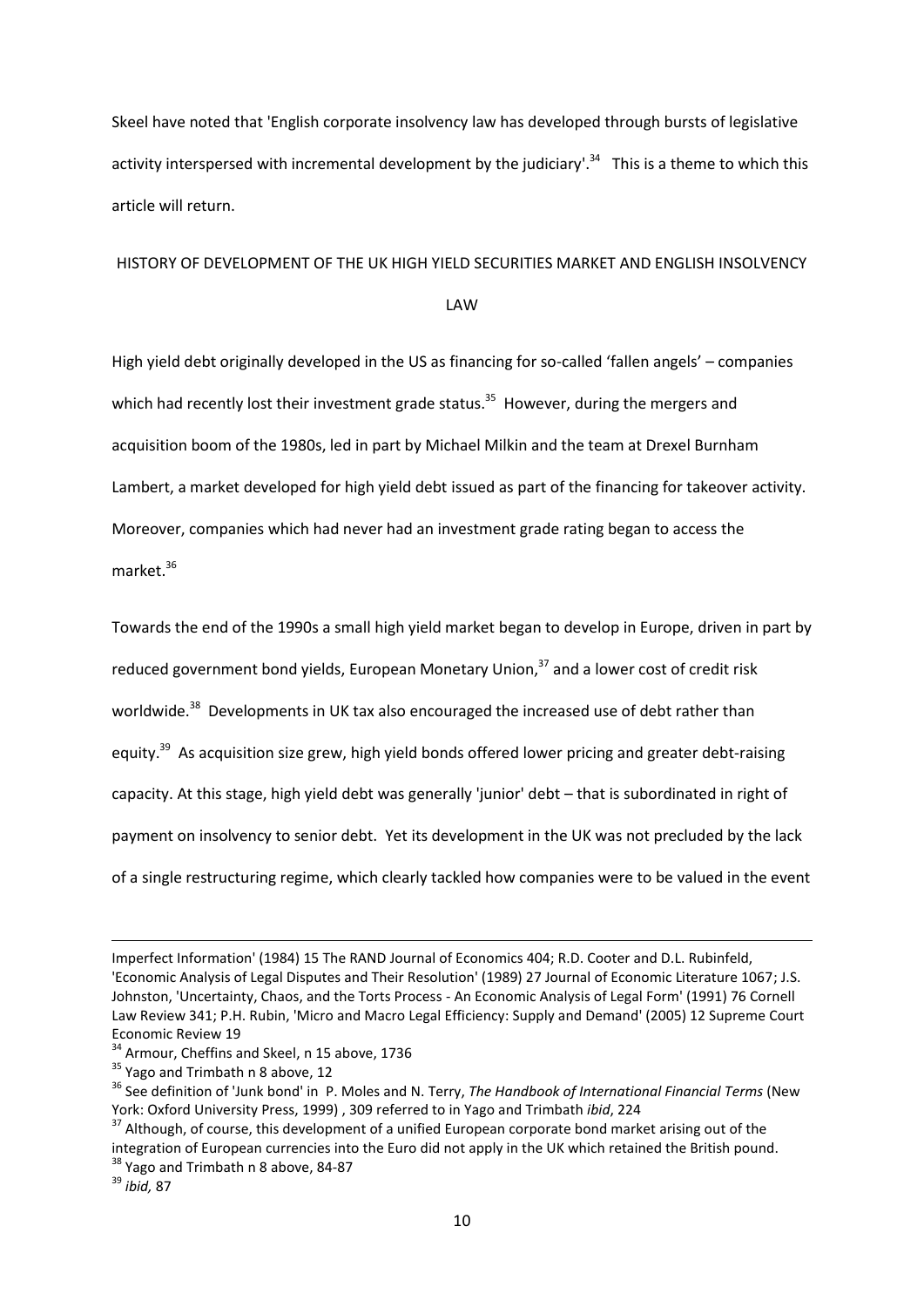Skeel have noted that 'English corporate insolvency law has developed through bursts of legislative activity interspersed with incremental development by the judiciary'.[34] This is a theme to which this article will return.

## HISTORY OF DEVELOPMENT OF THE UK HIGH YIELD SECURITIES MARKET AND ENGLISH INSOLVENCY LAW

High yield debt originally developed in the US as financing for so-called 'fallen angels' – companies which had recently lost their investment grade status.[35] However, during the mergers and acquisition boom of the 1980s, led in part by Michael Milkin and the team at Drexel Burnham Lambert, a market developed for high yield debt issued as part of the financing for takeover activity. Moreover, companies which had never had an investment grade rating began to access the market.[36]

Towards the end of the 1990s a small high yield market began to develop in Europe, driven in part by reduced government bond yields, European Monetary Union,[37] and a lower cost of credit risk worldwide.[38] Developments in UK tax also encouraged the increased use of debt rather than equity.[39] As acquisition size grew, high yield bonds offered lower pricing and greater debt-raising capacity. At this stage, high yield debt was generally 'junior' debt – that is subordinated in right of payment on insolvency to senior debt. Yet its development in the UK was not precluded by the lack of a single restructuring regime, which clearly tackled how companies were to be valued in the event

---

Imperfect Information' (1984) 15 The RAND Journal of Economics 404; R.D. Cooter and D.L. Rubinfeld, 'Economic Analysis of Legal Disputes and Their Resolution' (1989) 27 Journal of Economic Literature 1067; J.S. Johnston, 'Uncertainty, Chaos, and the Torts Process - An Economic Analysis of Legal Form' (1991) 76 Cornell Law Review 341; P.H. Rubin, 'Micro and Macro Legal Efficiency: Supply and Demand' (2005) 12 Supreme Court Economic Review 19

[34] Armour, Cheffins and Skeel, n 15 above, 1736

[35] Yago and Trimbath n 8 above, 12

[36] See definition of 'Junk bond' in P. Moles and N. Terry, *The Handbook of International Financial Terms* (New York: Oxford University Press, 1999) , 309 referred to in Yago and Trimbath *ibid*, 224

[37] Although, of course, this development of a unified European corporate bond market arising out of the integration of European currencies into the Euro did not apply in the UK which retained the British pound.

[38] Yago and Trimbath n 8 above, 84-87

[39] *ibid,* 87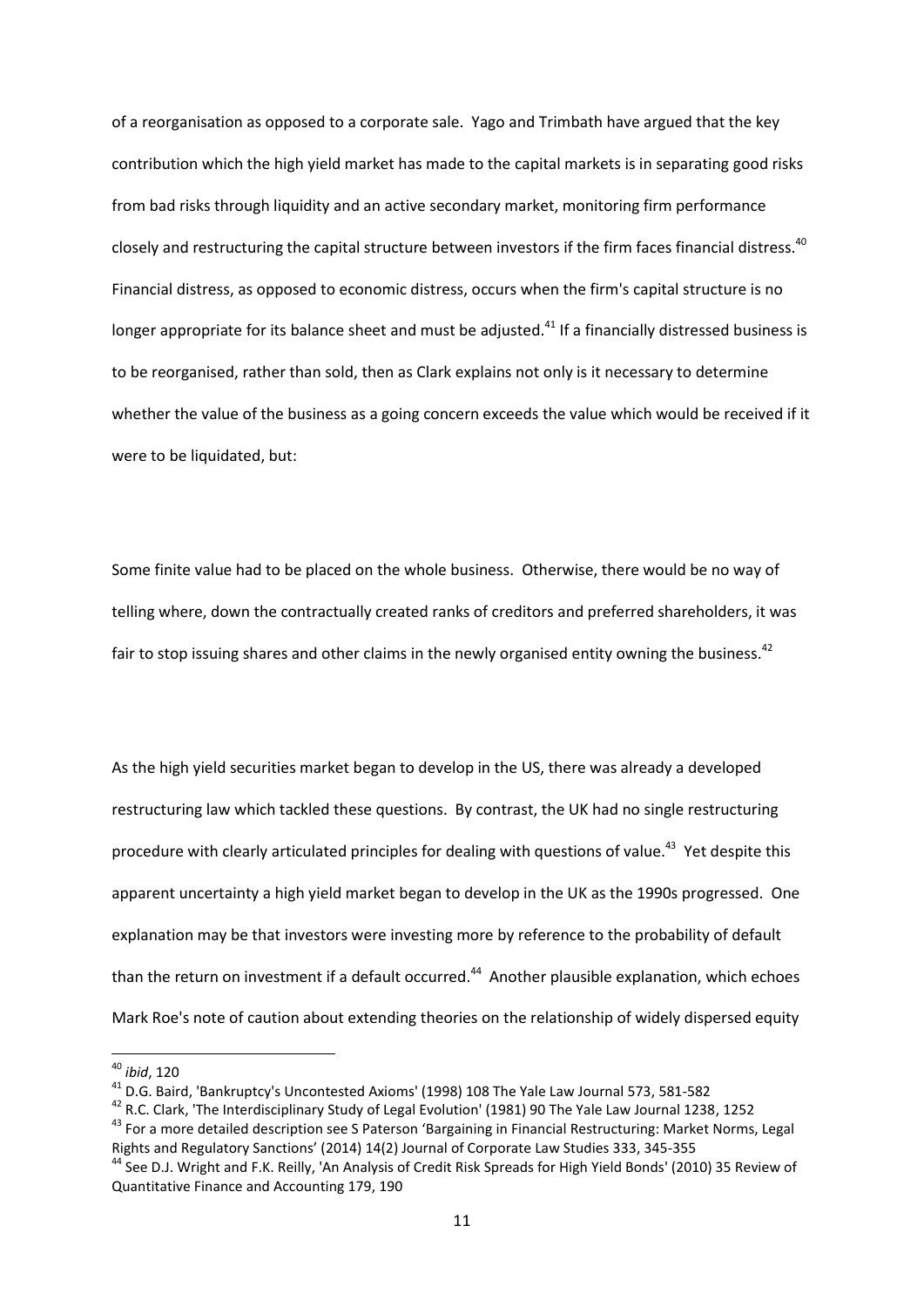of a reorganisation as opposed to a corporate sale. Yago and Trimbath have argued that the key contribution which the high yield market has made to the capital markets is in separating good risks from bad risks through liquidity and an active secondary market, monitoring firm performance closely and restructuring the capital structure between investors if the firm faces financial distress.[40] Financial distress, as opposed to economic distress, occurs when the firm's capital structure is no longer appropriate for its balance sheet and must be adjusted.[41] If a financially distressed business is to be reorganised, rather than sold, then as Clark explains not only is it necessary to determine whether the value of the business as a going concern exceeds the value which would be received if it were to be liquidated, but:

Some finite value had to be placed on the whole business. Otherwise, there would be no way of telling where, down the contractually created ranks of creditors and preferred shareholders, it was fair to stop issuing shares and other claims in the newly organised entity owning the business.[42]

As the high yield securities market began to develop in the US, there was already a developed restructuring law which tackled these questions. By contrast, the UK had no single restructuring procedure with clearly articulated principles for dealing with questions of value.[43] Yet despite this apparent uncertainty a high yield market began to develop in the UK as the 1990s progressed. One explanation may be that investors were investing more by reference to the probability of default than the return on investment if a default occurred.[44] Another plausible explanation, which echoes Mark Roe's note of caution about extending theories on the relationship of widely dispersed equity

---

[40] *ibid*, 120

[41] D.G. Baird, 'Bankruptcy's Uncontested Axioms' (1998) 108 The Yale Law Journal 573, 581-582

[42] R.C. Clark, 'The Interdisciplinary Study of Legal Evolution' (1981) 90 The Yale Law Journal 1238, 1252

[43] For a more detailed description see S Paterson 'Bargaining in Financial Restructuring: Market Norms, Legal Rights and Regulatory Sanctions' (2014) 14(2) Journal of Corporate Law Studies 333, 345-355

[44] See D.J. Wright and F.K. Reilly, 'An Analysis of Credit Risk Spreads for High Yield Bonds' (2010) 35 Review of Quantitative Finance and Accounting 179, 190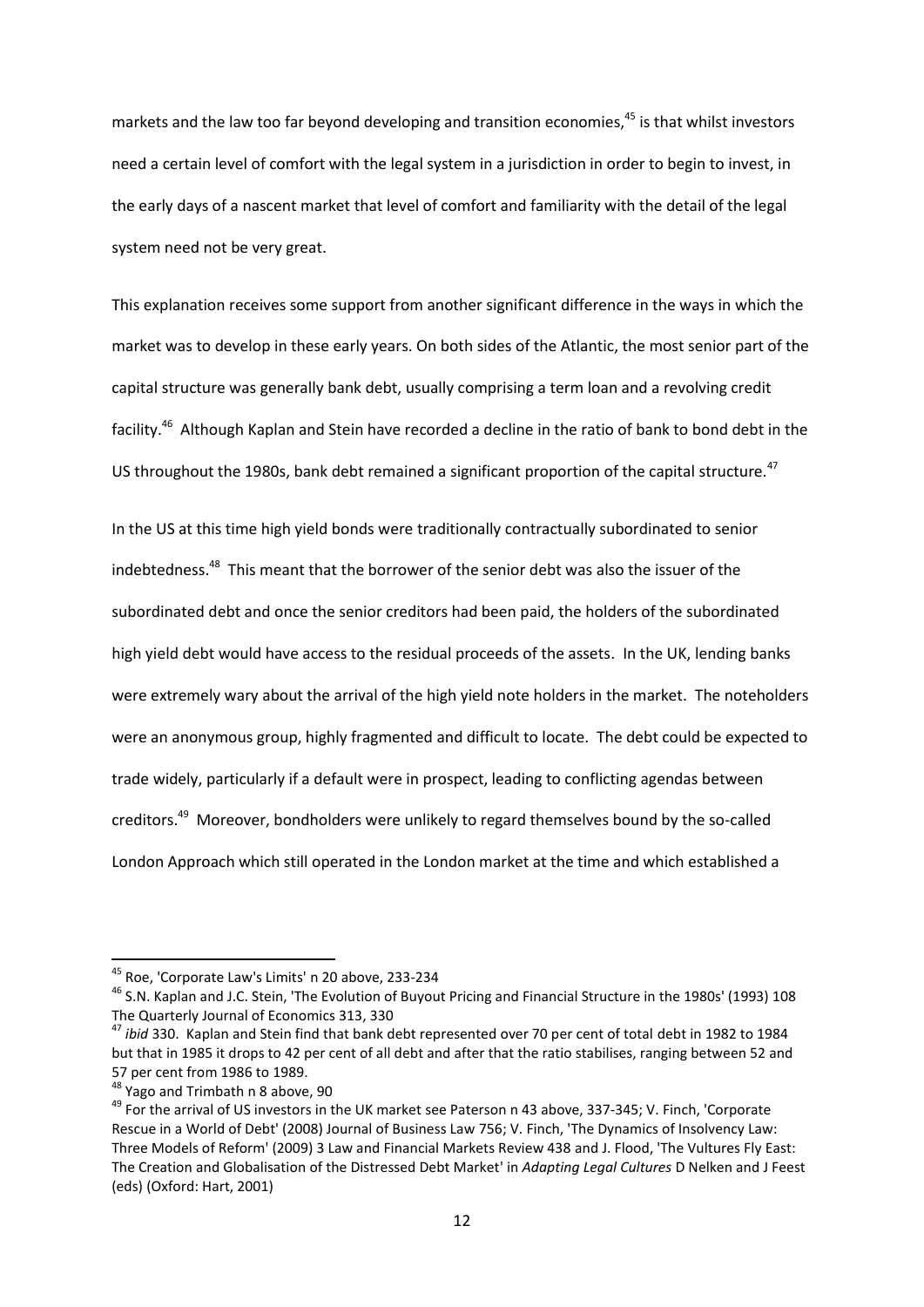markets and the law too far beyond developing and transition economies,[45] is that whilst investors need a certain level of comfort with the legal system in a jurisdiction in order to begin to invest, in the early days of a nascent market that level of comfort and familiarity with the detail of the legal system need not be very great.

This explanation receives some support from another significant difference in the ways in which the market was to develop in these early years. On both sides of the Atlantic, the most senior part of the capital structure was generally bank debt, usually comprising a term loan and a revolving credit facility.[46] Although Kaplan and Stein have recorded a decline in the ratio of bank to bond debt in the US throughout the 1980s, bank debt remained a significant proportion of the capital structure.[47]

In the US at this time high yield bonds were traditionally contractually subordinated to senior indebtedness.[48] This meant that the borrower of the senior debt was also the issuer of the subordinated debt and once the senior creditors had been paid, the holders of the subordinated high yield debt would have access to the residual proceeds of the assets. In the UK, lending banks were extremely wary about the arrival of the high yield note holders in the market. The noteholders were an anonymous group, highly fragmented and difficult to locate. The debt could be expected to trade widely, particularly if a default were in prospect, leading to conflicting agendas between creditors.[49] Moreover, bondholders were unlikely to regard themselves bound by the so-called London Approach which still operated in the London market at the time and which established a

---

[45] Roe, 'Corporate Law's Limits' n 20 above, 233-234

[46] S.N. Kaplan and J.C. Stein, 'The Evolution of Buyout Pricing and Financial Structure in the 1980s' (1993) 108 The Quarterly Journal of Economics 313, 330

[47] *ibid* 330. Kaplan and Stein find that bank debt represented over 70 per cent of total debt in 1982 to 1984 but that in 1985 it drops to 42 per cent of all debt and after that the ratio stabilises, ranging between 52 and 57 per cent from 1986 to 1989.

[48] Yago and Trimbath n 8 above, 90

[49] For the arrival of US investors in the UK market see Paterson n 43 above, 337-345; V. Finch, 'Corporate Rescue in a World of Debt' (2008) Journal of Business Law 756; V. Finch, 'The Dynamics of Insolvency Law: Three Models of Reform' (2009) 3 Law and Financial Markets Review 438 and J. Flood, 'The Vultures Fly East: The Creation and Globalisation of the Distressed Debt Market' in *Adapting Legal Cultures* D Nelken and J Feest (eds) (Oxford: Hart, 2001)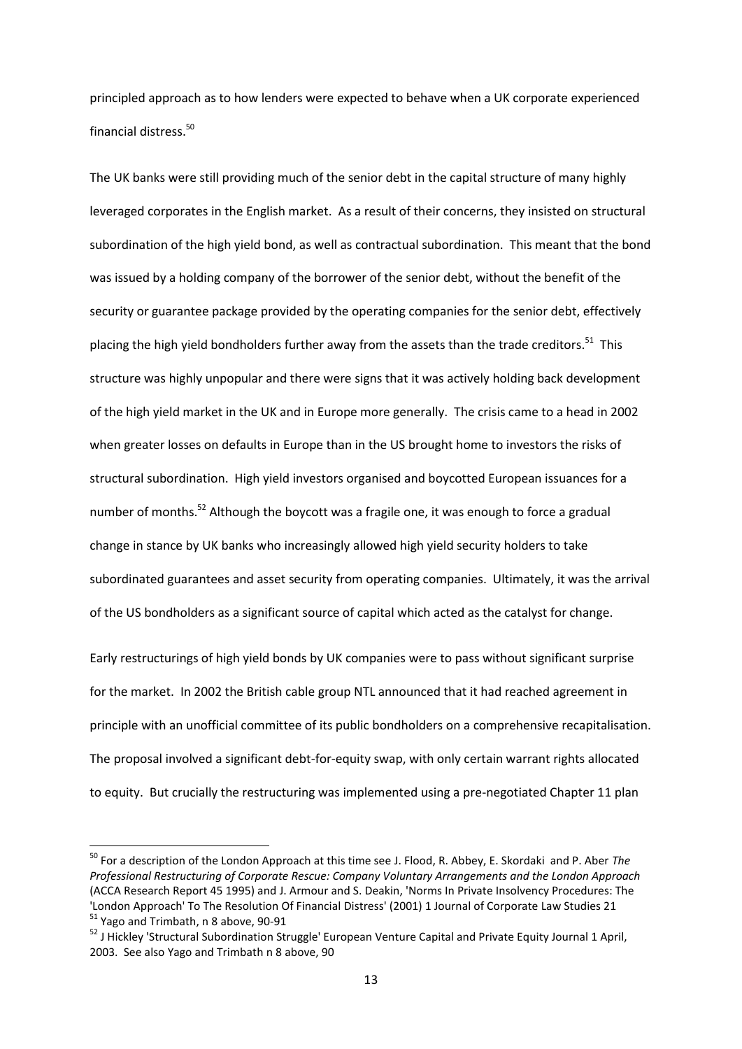principled approach as to how lenders were expected to behave when a UK corporate experienced financial distress.[50]

The UK banks were still providing much of the senior debt in the capital structure of many highly leveraged corporates in the English market. As a result of their concerns, they insisted on structural subordination of the high yield bond, as well as contractual subordination. This meant that the bond was issued by a holding company of the borrower of the senior debt, without the benefit of the security or guarantee package provided by the operating companies for the senior debt, effectively placing the high yield bondholders further away from the assets than the trade creditors.[51] This structure was highly unpopular and there were signs that it was actively holding back development of the high yield market in the UK and in Europe more generally. The crisis came to a head in 2002 when greater losses on defaults in Europe than in the US brought home to investors the risks of structural subordination. High yield investors organised and boycotted European issuances for a number of months.[52] Although the boycott was a fragile one, it was enough to force a gradual change in stance by UK banks who increasingly allowed high yield security holders to take subordinated guarantees and asset security from operating companies. Ultimately, it was the arrival of the US bondholders as a significant source of capital which acted as the catalyst for change.

Early restructurings of high yield bonds by UK companies were to pass without significant surprise for the market. In 2002 the British cable group NTL announced that it had reached agreement in principle with an unofficial committee of its public bondholders on a comprehensive recapitalisation. The proposal involved a significant debt-for-equity swap, with only certain warrant rights allocated to equity. But crucially the restructuring was implemented using a pre-negotiated Chapter 11 plan

---

[50] For a description of the London Approach at this time see J. Flood, R. Abbey, E. Skordaki and P. Aber *The Professional Restructuring of Corporate Rescue: Company Voluntary Arrangements and the London Approach* (ACCA Research Report 45 1995) and J. Armour and S. Deakin, 'Norms In Private Insolvency Procedures: The 'London Approach' To The Resolution Of Financial Distress' (2001) 1 Journal of Corporate Law Studies 21

[51] Yago and Trimbath, n 8 above, 90-91

[52] J Hickley 'Structural Subordination Struggle' European Venture Capital and Private Equity Journal 1 April, 2003. See also Yago and Trimbath n 8 above, 90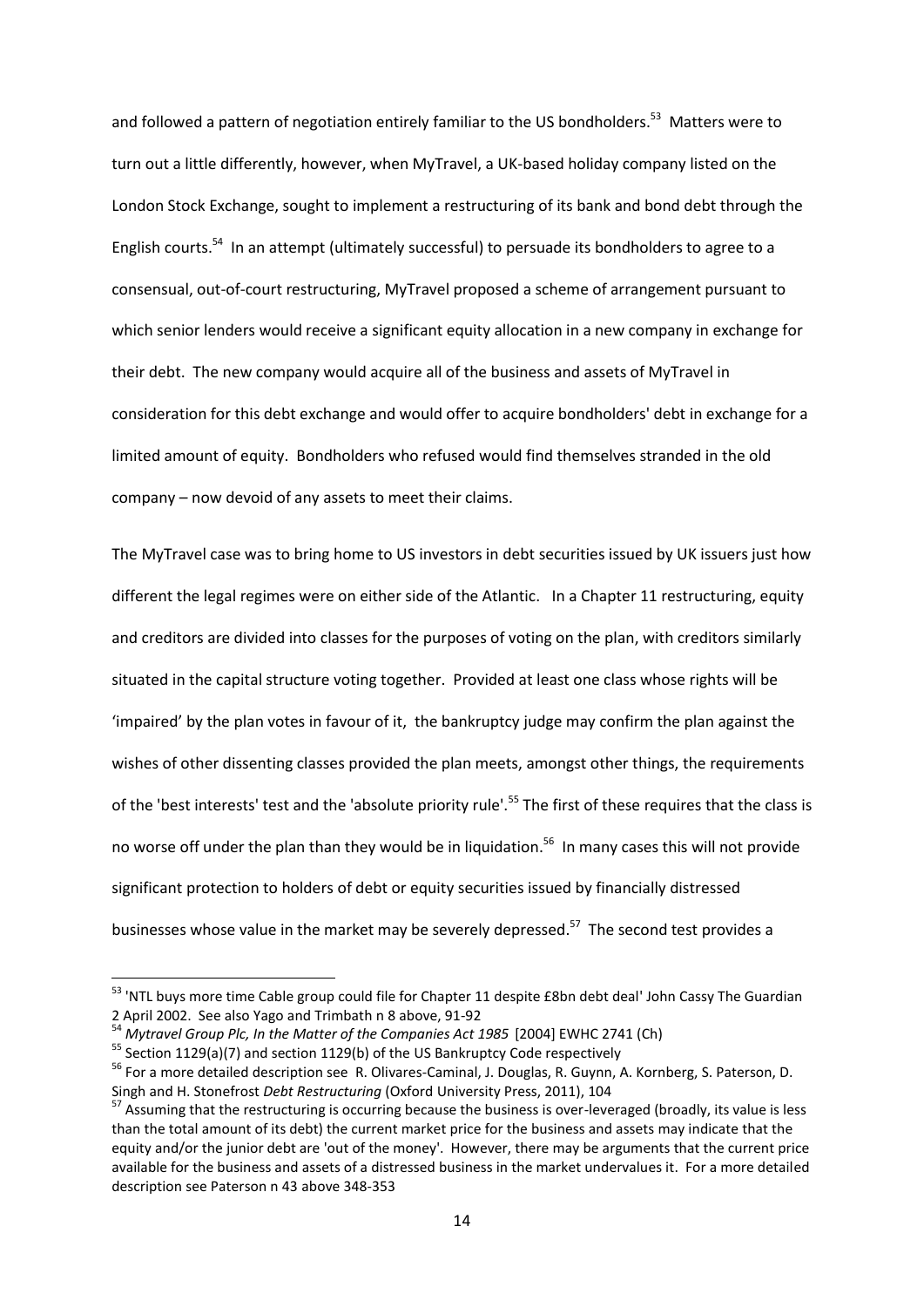and followed a pattern of negotiation entirely familiar to the US bondholders.[53] Matters were to turn out a little differently, however, when MyTravel, a UK-based holiday company listed on the London Stock Exchange, sought to implement a restructuring of its bank and bond debt through the English courts.[54] In an attempt (ultimately successful) to persuade its bondholders to agree to a consensual, out-of-court restructuring, MyTravel proposed a scheme of arrangement pursuant to which senior lenders would receive a significant equity allocation in a new company in exchange for their debt. The new company would acquire all of the business and assets of MyTravel in consideration for this debt exchange and would offer to acquire bondholders' debt in exchange for a limited amount of equity. Bondholders who refused would find themselves stranded in the old company – now devoid of any assets to meet their claims.

The MyTravel case was to bring home to US investors in debt securities issued by UK issuers just how different the legal regimes were on either side of the Atlantic. In a Chapter 11 restructuring, equity and creditors are divided into classes for the purposes of voting on the plan, with creditors similarly situated in the capital structure voting together. Provided at least one class whose rights will be 'impaired' by the plan votes in favour of it, the bankruptcy judge may confirm the plan against the wishes of other dissenting classes provided the plan meets, amongst other things, the requirements of the 'best interests' test and the 'absolute priority rule'.[55] The first of these requires that the class is no worse off under the plan than they would be in liquidation.[56] In many cases this will not provide significant protection to holders of debt or equity securities issued by financially distressed businesses whose value in the market may be severely depressed.[57] The second test provides a

---

[53] 'NTL buys more time Cable group could file for Chapter 11 despite £8bn debt deal' John Cassy The Guardian 2 April 2002. See also Yago and Trimbath n 8 above, 91-92

[54] *Mytravel Group Plc, In the Matter of the Companies Act 1985* [2004] EWHC 2741 (Ch)

[55] Section 1129(a)(7) and section 1129(b) of the US Bankruptcy Code respectively

[56] For a more detailed description see R. Olivares-Caminal, J. Douglas, R. Guynn, A. Kornberg, S. Paterson, D. Singh and H. Stonefrost *Debt Restructuring* (Oxford University Press, 2011), 104

[57] Assuming that the restructuring is occurring because the business is over-leveraged (broadly, its value is less than the total amount of its debt) the current market price for the business and assets may indicate that the equity and/or the junior debt are 'out of the money'. However, there may be arguments that the current price available for the business and assets of a distressed business in the market undervalues it. For a more detailed description see Paterson n 43 above 348-353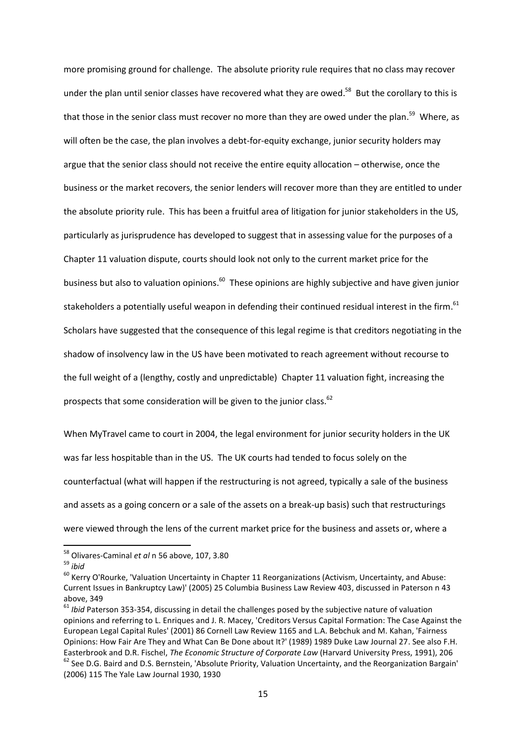more promising ground for challenge. The absolute priority rule requires that no class may recover under the plan until senior classes have recovered what they are owed.[58] But the corollary to this is that those in the senior class must recover no more than they are owed under the plan.[59] Where, as will often be the case, the plan involves a debt-for-equity exchange, junior security holders may argue that the senior class should not receive the entire equity allocation – otherwise, once the business or the market recovers, the senior lenders will recover more than they are entitled to under the absolute priority rule. This has been a fruitful area of litigation for junior stakeholders in the US, particularly as jurisprudence has developed to suggest that in assessing value for the purposes of a Chapter 11 valuation dispute, courts should look not only to the current market price for the business but also to valuation opinions.[60] These opinions are highly subjective and have given junior stakeholders a potentially useful weapon in defending their continued residual interest in the firm.[61] Scholars have suggested that the consequence of this legal regime is that creditors negotiating in the shadow of insolvency law in the US have been motivated to reach agreement without recourse to the full weight of a (lengthy, costly and unpredictable) Chapter 11 valuation fight, increasing the prospects that some consideration will be given to the junior class.[62]

When MyTravel came to court in 2004, the legal environment for junior security holders in the UK was far less hospitable than in the US. The UK courts had tended to focus solely on the counterfactual (what will happen if the restructuring is not agreed, typically a sale of the business and assets as a going concern or a sale of the assets on a break-up basis) such that restructurings were viewed through the lens of the current market price for the business and assets or, where a

---

[58] Olivares-Caminal *et al* n 56 above, 107, 3.80

[59] *ibid*

[60] Kerry O'Rourke, 'Valuation Uncertainty in Chapter 11 Reorganizations (Activism, Uncertainty, and Abuse: Current Issues in Bankruptcy Law)' (2005) 25 Columbia Business Law Review 403, discussed in Paterson n 43 above, 349

[61] *Ibid* Paterson 353-354, discussing in detail the challenges posed by the subjective nature of valuation opinions and referring to L. Enriques and J. R. Macey, 'Creditors Versus Capital Formation: The Case Against the European Legal Capital Rules' (2001) 86 Cornell Law Review 1165 and L.A. Bebchuk and M. Kahan, 'Fairness Opinions: How Fair Are They and What Can Be Done about It?' (1989) 1989 Duke Law Journal 27. See also F.H. Easterbrook and D.R. Fischel, *The Economic Structure of Corporate Law* (Harvard University Press, 1991), 206

[62] See D.G. Baird and D.S. Bernstein, 'Absolute Priority, Valuation Uncertainty, and the Reorganization Bargain' (2006) 115 The Yale Law Journal 1930, 1930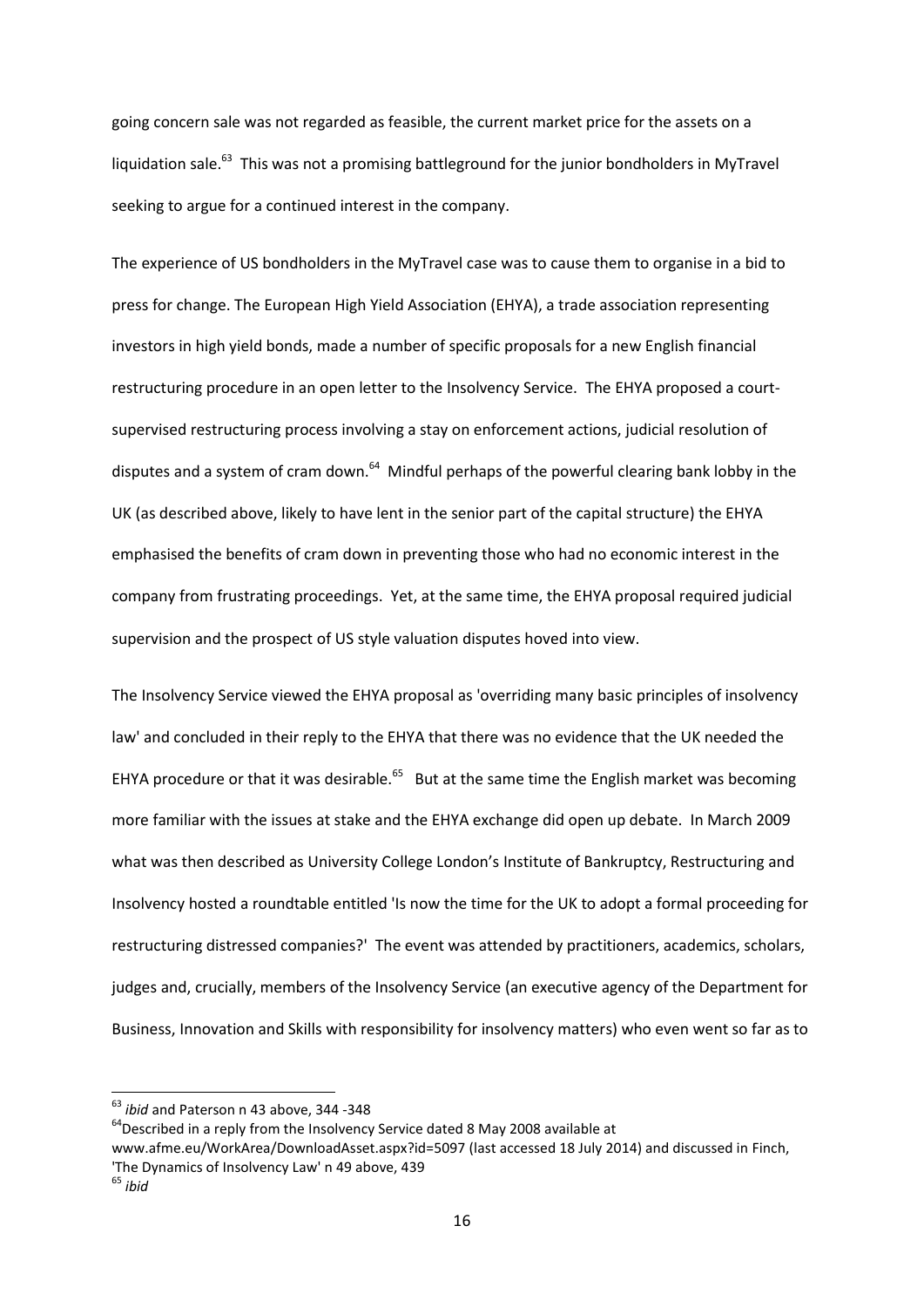going concern sale was not regarded as feasible, the current market price for the assets on a liquidation sale.[63] This was not a promising battleground for the junior bondholders in MyTravel seeking to argue for a continued interest in the company.

The experience of US bondholders in the MyTravel case was to cause them to organise in a bid to press for change. The European High Yield Association (EHYA), a trade association representing investors in high yield bonds, made a number of specific proposals for a new English financial restructuring procedure in an open letter to the Insolvency Service. The EHYA proposed a court-supervised restructuring process involving a stay on enforcement actions, judicial resolution of disputes and a system of cram down.[64] Mindful perhaps of the powerful clearing bank lobby in the UK (as described above, likely to have lent in the senior part of the capital structure) the EHYA emphasised the benefits of cram down in preventing those who had no economic interest in the company from frustrating proceedings. Yet, at the same time, the EHYA proposal required judicial supervision and the prospect of US style valuation disputes hoved into view.

The Insolvency Service viewed the EHYA proposal as 'overriding many basic principles of insolvency law' and concluded in their reply to the EHYA that there was no evidence that the UK needed the EHYA procedure or that it was desirable.[65] But at the same time the English market was becoming more familiar with the issues at stake and the EHYA exchange did open up debate. In March 2009 what was then described as University College London's Institute of Bankruptcy, Restructuring and Insolvency hosted a roundtable entitled 'Is now the time for the UK to adopt a formal proceeding for restructuring distressed companies?' The event was attended by practitioners, academics, scholars, judges and, crucially, members of the Insolvency Service (an executive agency of the Department for Business, Innovation and Skills with responsibility for insolvency matters) who even went so far as to

---

[63] *ibid* and Paterson n 43 above, 344 -348

[64] Described in a reply from the Insolvency Service dated 8 May 2008 available at www.afme.eu/WorkArea/DownloadAsset.aspx?id=5097 (last accessed 18 July 2014) and discussed in Finch, 'The Dynamics of Insolvency Law' n 49 above, 439

[65] *ibid*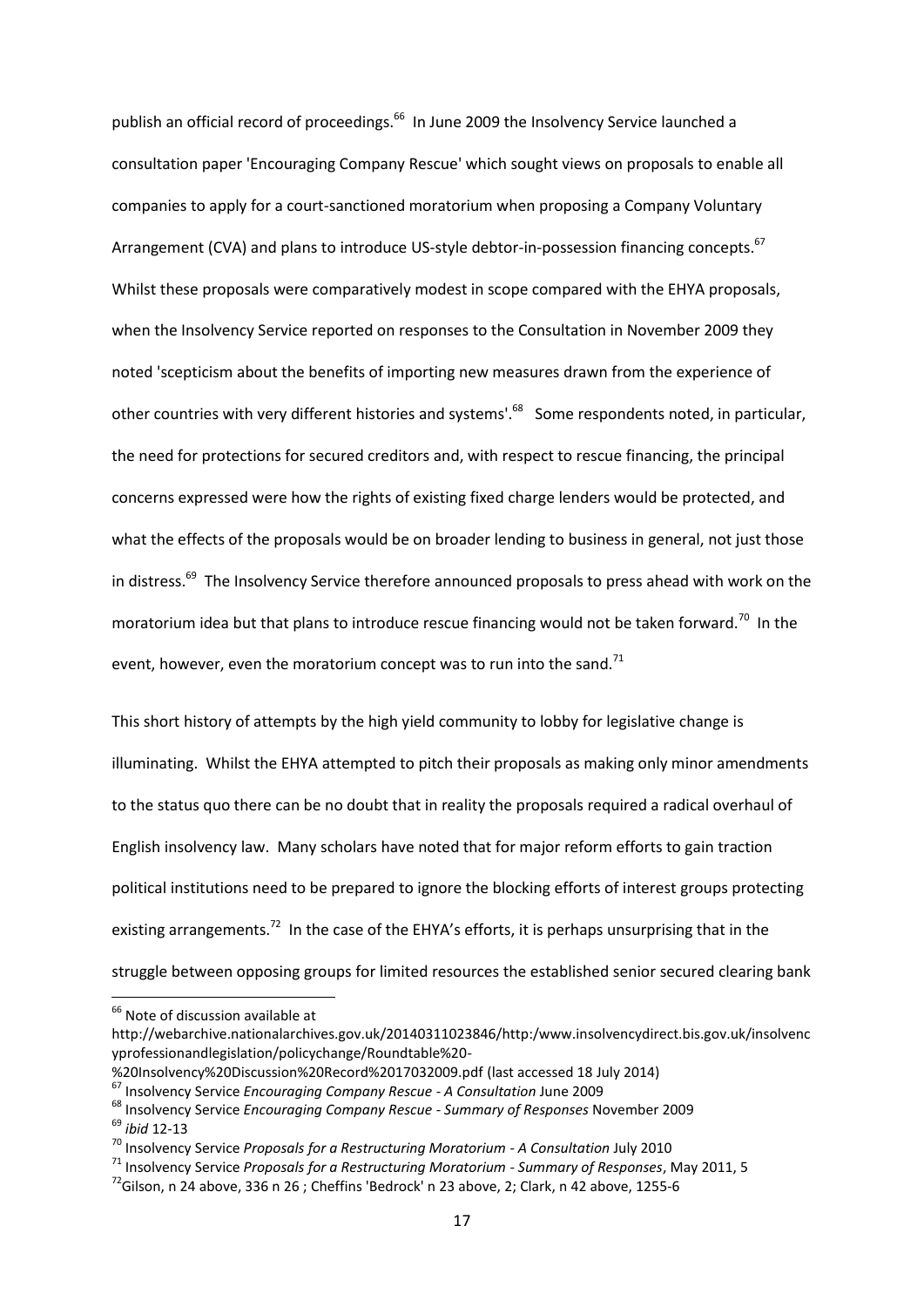publish an official record of proceedings.[66] In June 2009 the Insolvency Service launched a consultation paper 'Encouraging Company Rescue' which sought views on proposals to enable all companies to apply for a court-sanctioned moratorium when proposing a Company Voluntary Arrangement (CVA) and plans to introduce US-style debtor-in-possession financing concepts.[67] Whilst these proposals were comparatively modest in scope compared with the EHYA proposals, when the Insolvency Service reported on responses to the Consultation in November 2009 they noted 'scepticism about the benefits of importing new measures drawn from the experience of other countries with very different histories and systems'.[68] Some respondents noted, in particular, the need for protections for secured creditors and, with respect to rescue financing, the principal concerns expressed were how the rights of existing fixed charge lenders would be protected, and what the effects of the proposals would be on broader lending to business in general, not just those in distress.[69] The Insolvency Service therefore announced proposals to press ahead with work on the moratorium idea but that plans to introduce rescue financing would not be taken forward.[70] In the event, however, even the moratorium concept was to run into the sand.[71]

This short history of attempts by the high yield community to lobby for legislative change is illuminating. Whilst the EHYA attempted to pitch their proposals as making only minor amendments to the status quo there can be no doubt that in reality the proposals required a radical overhaul of English insolvency law. Many scholars have noted that for major reform efforts to gain traction political institutions need to be prepared to ignore the blocking efforts of interest groups protecting existing arrangements.[72] In the case of the EHYA's efforts, it is perhaps unsurprising that in the struggle between opposing groups for limited resources the established senior secured clearing bank

---

[66] Note of discussion available at http://webarchive.nationalarchives.gov.uk/20140311023846/http:/www.insolvencydirect.bis.gov.uk/insolvencyprofessionandlegislation/policychange/Roundtable%20-%20Insolvency%20Discussion%20Record%2017032009.pdf (last accessed 18 July 2014)

[67] Insolvency Service *Encouraging Company Rescue - A Consultation* June 2009

[68] Insolvency Service *Encouraging Company Rescue - Summary of Responses* November 2009

[69] *ibid* 12-13

[70] Insolvency Service *Proposals for a Restructuring Moratorium - A Consultation* July 2010

[71] Insolvency Service *Proposals for a Restructuring Moratorium - Summary of Responses*, May 2011, 5

[72] Gilson, n 24 above, 336 n 26 ; Cheffins 'Bedrock' n 23 above, 2; Clark, n 42 above, 1255-6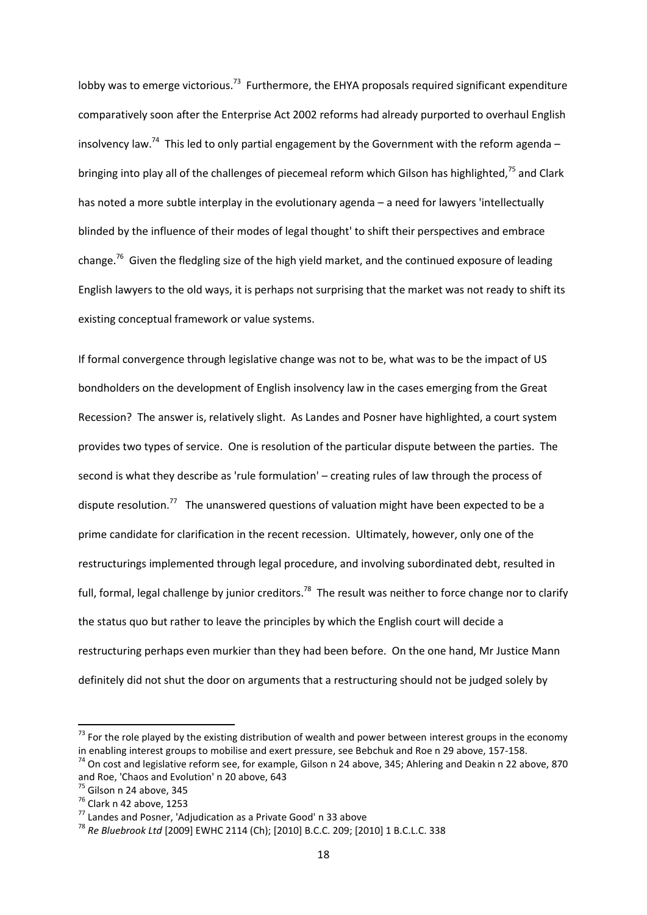lobby was to emerge victorious.[73] Furthermore, the EHYA proposals required significant expenditure comparatively soon after the Enterprise Act 2002 reforms had already purported to overhaul English insolvency law.[74] This led to only partial engagement by the Government with the reform agenda – bringing into play all of the challenges of piecemeal reform which Gilson has highlighted,[75] and Clark has noted a more subtle interplay in the evolutionary agenda – a need for lawyers 'intellectually blinded by the influence of their modes of legal thought' to shift their perspectives and embrace change.[76] Given the fledgling size of the high yield market, and the continued exposure of leading English lawyers to the old ways, it is perhaps not surprising that the market was not ready to shift its existing conceptual framework or value systems.

If formal convergence through legislative change was not to be, what was to be the impact of US bondholders on the development of English insolvency law in the cases emerging from the Great Recession? The answer is, relatively slight. As Landes and Posner have highlighted, a court system provides two types of service. One is resolution of the particular dispute between the parties. The second is what they describe as 'rule formulation' – creating rules of law through the process of dispute resolution.[77] The unanswered questions of valuation might have been expected to be a prime candidate for clarification in the recent recession. Ultimately, however, only one of the restructurings implemented through legal procedure, and involving subordinated debt, resulted in full, formal, legal challenge by junior creditors.[78] The result was neither to force change nor to clarify the status quo but rather to leave the principles by which the English court will decide a restructuring perhaps even murkier than they had been before. On the one hand, Mr Justice Mann definitely did not shut the door on arguments that a restructuring should not be judged solely by

---

[73] For the role played by the existing distribution of wealth and power between interest groups in the economy in enabling interest groups to mobilise and exert pressure, see Bebchuk and Roe n 29 above, 157-158.

[74] On cost and legislative reform see, for example, Gilson n 24 above, 345; Ahlering and Deakin n 22 above, 870 and Roe, 'Chaos and Evolution' n 20 above, 643

[75] Gilson n 24 above, 345

[76] Clark n 42 above, 1253

[77] Landes and Posner, 'Adjudication as a Private Good' n 33 above

[78] *Re Bluebrook Ltd* [2009] EWHC 2114 (Ch); [2010] B.C.C. 209; [2010] 1 B.C.L.C. 338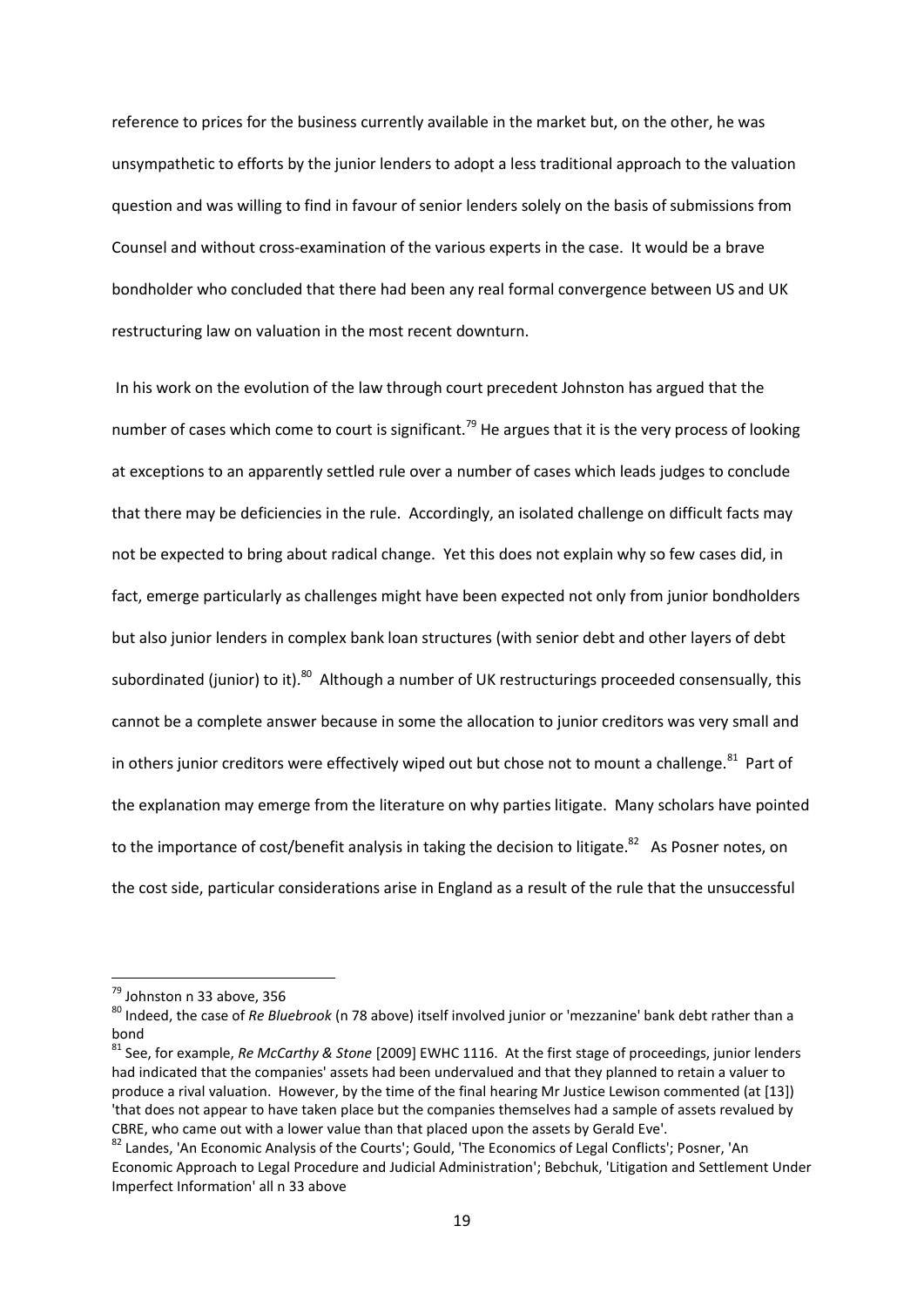reference to prices for the business currently available in the market but, on the other, he was unsympathetic to efforts by the junior lenders to adopt a less traditional approach to the valuation question and was willing to find in favour of senior lenders solely on the basis of submissions from Counsel and without cross-examination of the various experts in the case. It would be a brave bondholder who concluded that there had been any real formal convergence between US and UK restructuring law on valuation in the most recent downturn.

In his work on the evolution of the law through court precedent Johnston has argued that the number of cases which come to court is significant.[79] He argues that it is the very process of looking at exceptions to an apparently settled rule over a number of cases which leads judges to conclude that there may be deficiencies in the rule. Accordingly, an isolated challenge on difficult facts may not be expected to bring about radical change. Yet this does not explain why so few cases did, in fact, emerge particularly as challenges might have been expected not only from junior bondholders but also junior lenders in complex bank loan structures (with senior debt and other layers of debt subordinated (junior) to it).[80] Although a number of UK restructurings proceeded consensually, this cannot be a complete answer because in some the allocation to junior creditors was very small and in others junior creditors were effectively wiped out but chose not to mount a challenge.[81] Part of the explanation may emerge from the literature on why parties litigate. Many scholars have pointed to the importance of cost/benefit analysis in taking the decision to litigate.[82] As Posner notes, on the cost side, particular considerations arise in England as a result of the rule that the unsuccessful

---

[79] Johnston n 33 above, 356

[80] Indeed, the case of *Re Bluebrook* (n 78 above) itself involved junior or 'mezzanine' bank debt rather than a bond

[81] See, for example, *Re McCarthy & Stone* [2009] EWHC 1116. At the first stage of proceedings, junior lenders had indicated that the companies' assets had been undervalued and that they planned to retain a valuer to produce a rival valuation. However, by the time of the final hearing Mr Justice Lewison commented (at [13]) 'that does not appear to have taken place but the companies themselves had a sample of assets revalued by CBRE, who came out with a lower value than that placed upon the assets by Gerald Eve'.

[82] Landes, 'An Economic Analysis of the Courts'; Gould, 'The Economics of Legal Conflicts'; Posner, 'An Economic Approach to Legal Procedure and Judicial Administration'; Bebchuk, 'Litigation and Settlement Under Imperfect Information' all n 33 above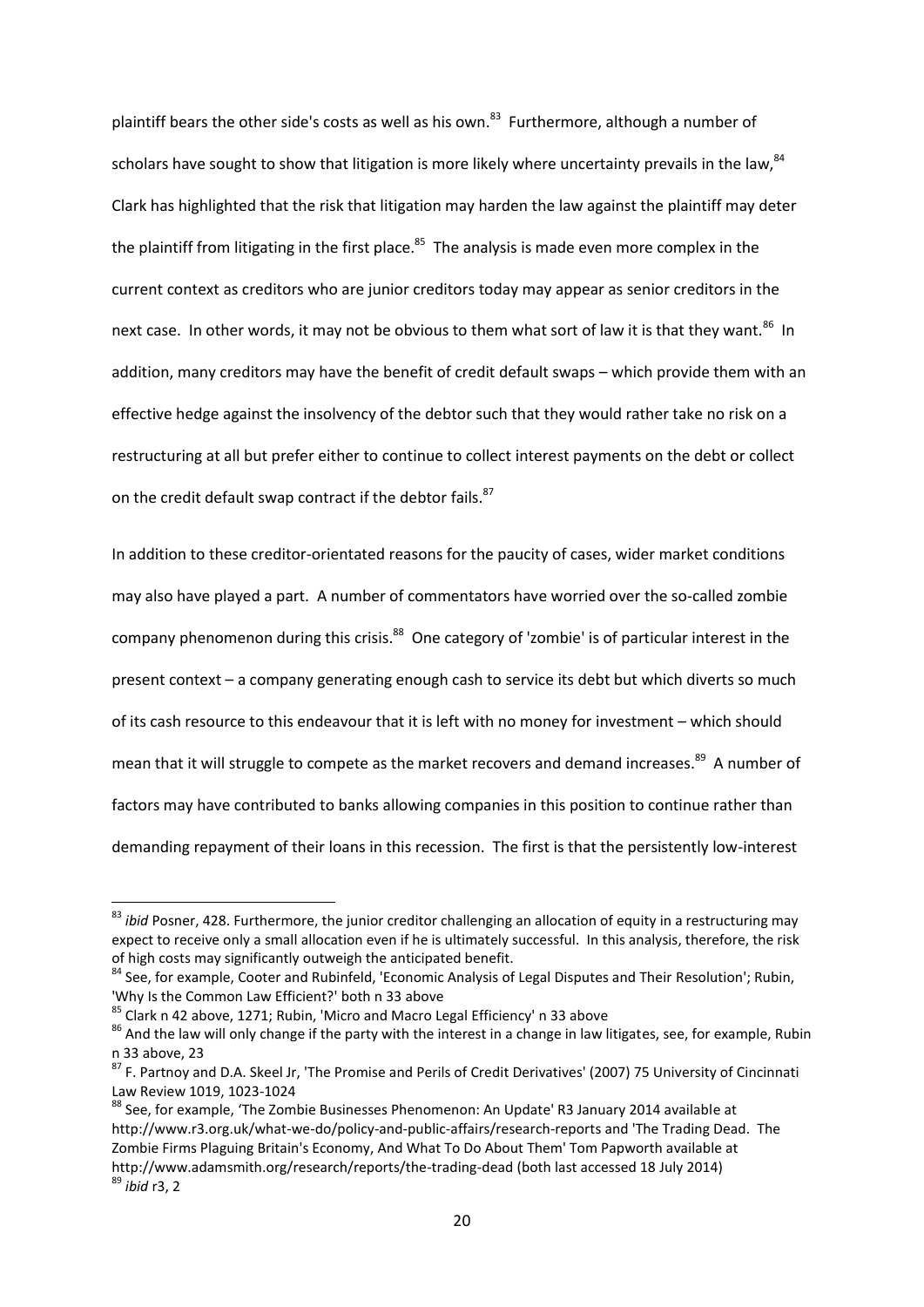plaintiff bears the other side's costs as well as his own.[83] Furthermore, although a number of scholars have sought to show that litigation is more likely where uncertainty prevails in the law,[84] Clark has highlighted that the risk that litigation may harden the law against the plaintiff may deter the plaintiff from litigating in the first place.[85] The analysis is made even more complex in the current context as creditors who are junior creditors today may appear as senior creditors in the next case. In other words, it may not be obvious to them what sort of law it is that they want.[86] In addition, many creditors may have the benefit of credit default swaps – which provide them with an effective hedge against the insolvency of the debtor such that they would rather take no risk on a restructuring at all but prefer either to continue to collect interest payments on the debt or collect on the credit default swap contract if the debtor fails.[87]

In addition to these creditor-orientated reasons for the paucity of cases, wider market conditions may also have played a part. A number of commentators have worried over the so-called zombie company phenomenon during this crisis.[88] One category of 'zombie' is of particular interest in the present context – a company generating enough cash to service its debt but which diverts so much of its cash resource to this endeavour that it is left with no money for investment – which should mean that it will struggle to compete as the market recovers and demand increases.[89] A number of factors may have contributed to banks allowing companies in this position to continue rather than demanding repayment of their loans in this recession. The first is that the persistently low-interest

---

[83] *ibid* Posner, 428. Furthermore, the junior creditor challenging an allocation of equity in a restructuring may expect to receive only a small allocation even if he is ultimately successful. In this analysis, therefore, the risk of high costs may significantly outweigh the anticipated benefit.

[84] See, for example, Cooter and Rubinfeld, 'Economic Analysis of Legal Disputes and Their Resolution'; Rubin, 'Why Is the Common Law Efficient?' both n 33 above

[85] Clark n 42 above, 1271; Rubin, 'Micro and Macro Legal Efficiency' n 33 above

[86] And the law will only change if the party with the interest in a change in law litigates, see, for example, Rubin n 33 above, 23

[87] F. Partnoy and D.A. Skeel Jr, 'The Promise and Perils of Credit Derivatives' (2007) 75 University of Cincinnati Law Review 1019, 1023-1024

[88] See, for example, 'The Zombie Businesses Phenomenon: An Update' R3 January 2014 available at http://www.r3.org.uk/what-we-do/policy-and-public-affairs/research-reports and 'The Trading Dead. The Zombie Firms Plaguing Britain's Economy, And What To Do About Them' Tom Papworth available at http://www.adamsmith.org/research/reports/the-trading-dead (both last accessed 18 July 2014)

[89] *ibid* r3, 2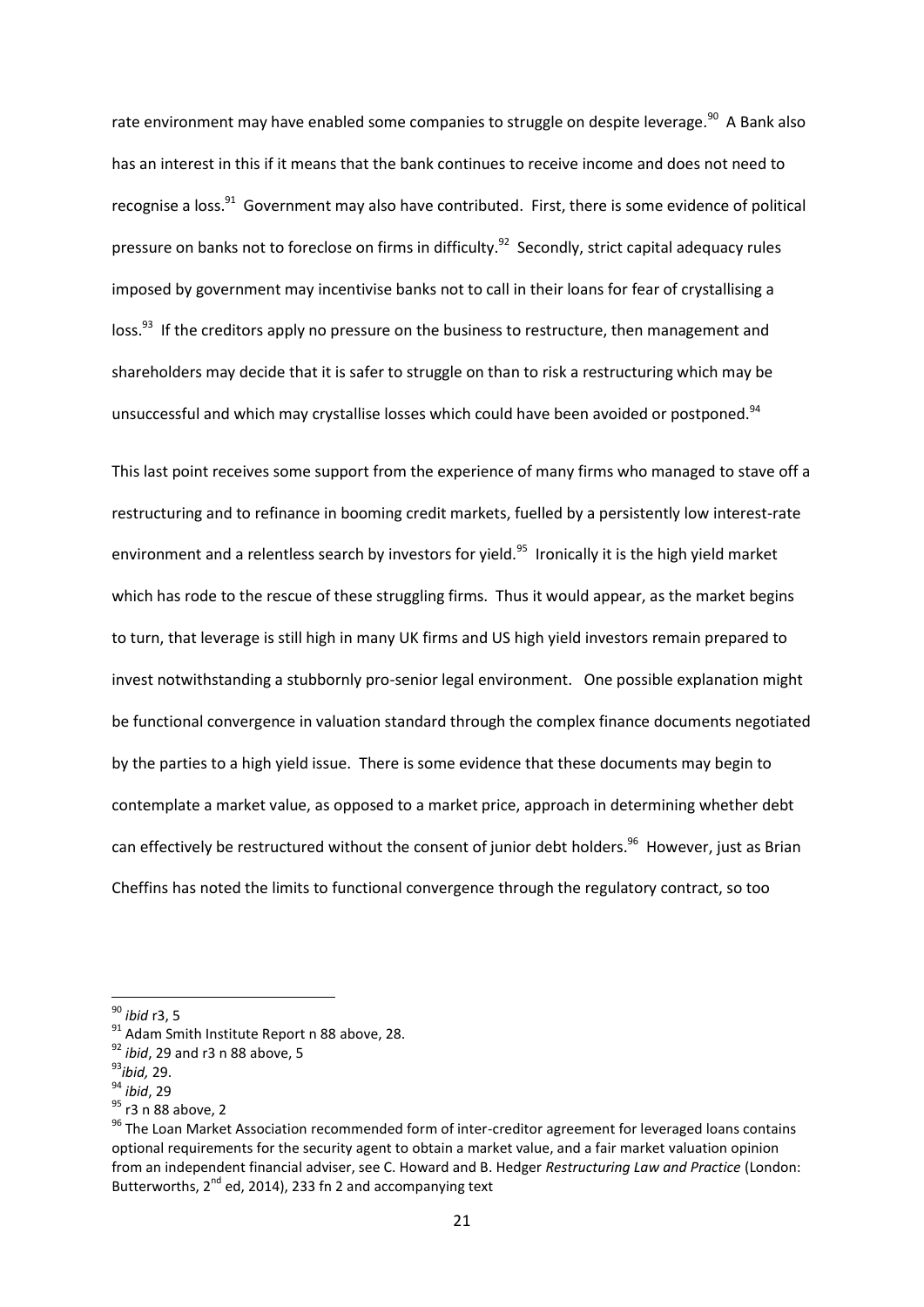rate environment may have enabled some companies to struggle on despite leverage.[90] A Bank also has an interest in this if it means that the bank continues to receive income and does not need to recognise a loss.[91] Government may also have contributed. First, there is some evidence of political pressure on banks not to foreclose on firms in difficulty.[92] Secondly, strict capital adequacy rules imposed by government may incentivise banks not to call in their loans for fear of crystallising a loss.[93] If the creditors apply no pressure on the business to restructure, then management and shareholders may decide that it is safer to struggle on than to risk a restructuring which may be unsuccessful and which may crystallise losses which could have been avoided or postponed.[94]

This last point receives some support from the experience of many firms who managed to stave off a restructuring and to refinance in booming credit markets, fuelled by a persistently low interest-rate environment and a relentless search by investors for yield.[95] Ironically it is the high yield market which has rode to the rescue of these struggling firms. Thus it would appear, as the market begins to turn, that leverage is still high in many UK firms and US high yield investors remain prepared to invest notwithstanding a stubbornly pro-senior legal environment. One possible explanation might be functional convergence in valuation standard through the complex finance documents negotiated by the parties to a high yield issue. There is some evidence that these documents may begin to contemplate a market value, as opposed to a market price, approach in determining whether debt can effectively be restructured without the consent of junior debt holders.[96] However, just as Brian Cheffins has noted the limits to functional convergence through the regulatory contract, so too

---

[90] *ibid* r3, 5

[91] Adam Smith Institute Report n 88 above, 28.

[92] *ibid*, 29 and r3 n 88 above, 5

[93] *ibid,* 29.

[94] *ibid*, 29

[95] r3 n 88 above, 2

[96] The Loan Market Association recommended form of inter-creditor agreement for leveraged loans contains optional requirements for the security agent to obtain a market value, and a fair market valuation opinion from an independent financial adviser, see C. Howard and B. Hedger *Restructuring Law and Practice* (London: Butterworths, 2nd ed, 2014), 233 fn 2 and accompanying text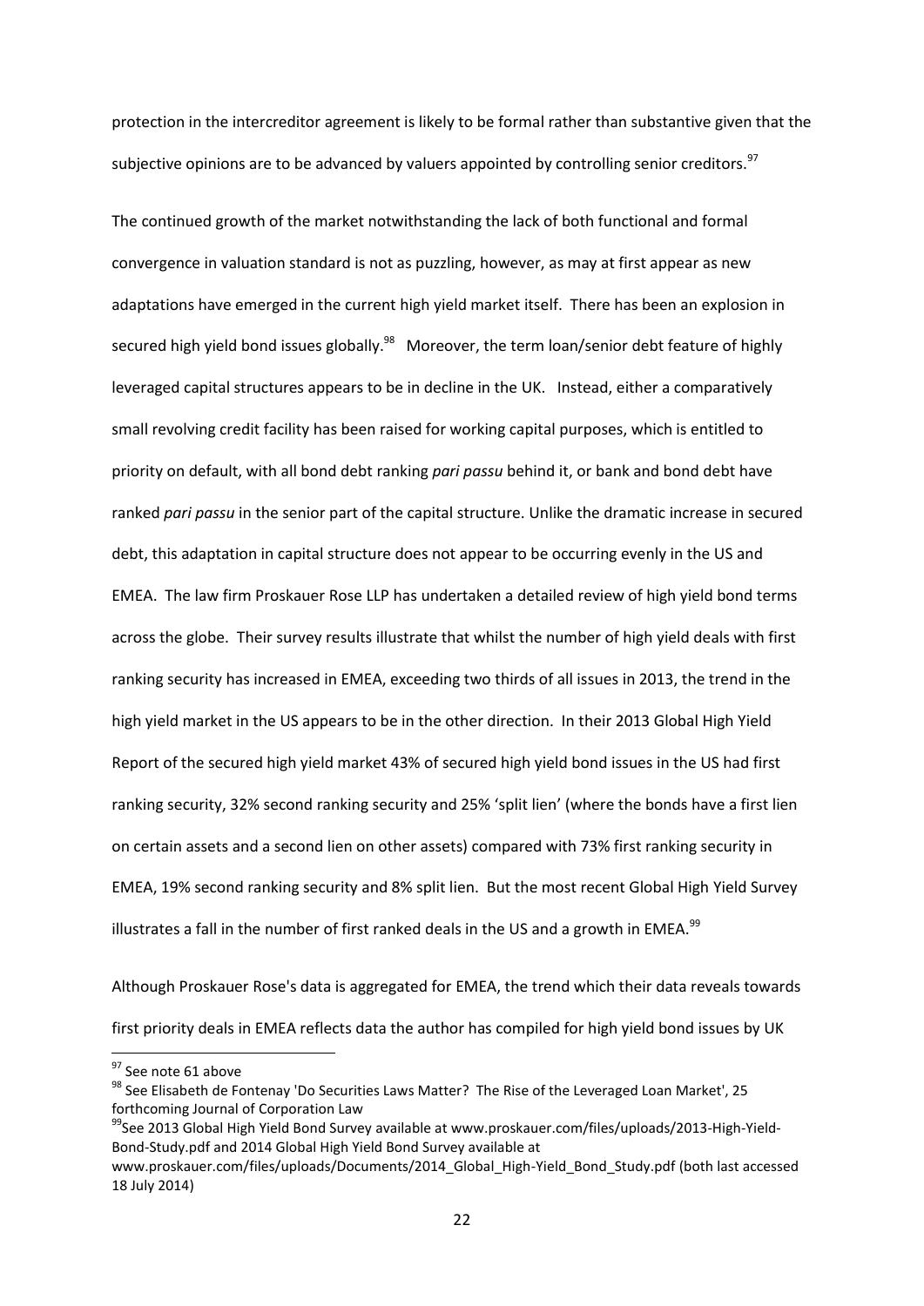protection in the intercreditor agreement is likely to be formal rather than substantive given that the subjective opinions are to be advanced by valuers appointed by controlling senior creditors.[97]

The continued growth of the market notwithstanding the lack of both functional and formal convergence in valuation standard is not as puzzling, however, as may at first appear as new adaptations have emerged in the current high yield market itself. There has been an explosion in secured high yield bond issues globally.[98] Moreover, the term loan/senior debt feature of highly leveraged capital structures appears to be in decline in the UK. Instead, either a comparatively small revolving credit facility has been raised for working capital purposes, which is entitled to priority on default, with all bond debt ranking *pari passu* behind it, or bank and bond debt have ranked *pari passu* in the senior part of the capital structure. Unlike the dramatic increase in secured debt, this adaptation in capital structure does not appear to be occurring evenly in the US and EMEA. The law firm Proskauer Rose LLP has undertaken a detailed review of high yield bond terms across the globe. Their survey results illustrate that whilst the number of high yield deals with first ranking security has increased in EMEA, exceeding two thirds of all issues in 2013, the trend in the high yield market in the US appears to be in the other direction. In their 2013 Global High Yield Report of the secured high yield market 43% of secured high yield bond issues in the US had first ranking security, 32% second ranking security and 25% 'split lien' (where the bonds have a first lien on certain assets and a second lien on other assets) compared with 73% first ranking security in EMEA, 19% second ranking security and 8% split lien. But the most recent Global High Yield Survey illustrates a fall in the number of first ranked deals in the US and a growth in EMEA.[99]

Although Proskauer Rose's data is aggregated for EMEA, the trend which their data reveals towards first priority deals in EMEA reflects data the author has compiled for high yield bond issues by UK

---

[97] See note 61 above

[98] See Elisabeth de Fontenay 'Do Securities Laws Matter? The Rise of the Leveraged Loan Market', 25 forthcoming Journal of Corporation Law

[99] See 2013 Global High Yield Bond Survey available at www.proskauer.com/files/uploads/2013-High-Yield-Bond-Study.pdf and 2014 Global High Yield Bond Survey available at www.proskauer.com/files/uploads/Documents/2014_Global_High-Yield_Bond_Study.pdf (both last accessed 18 July 2014)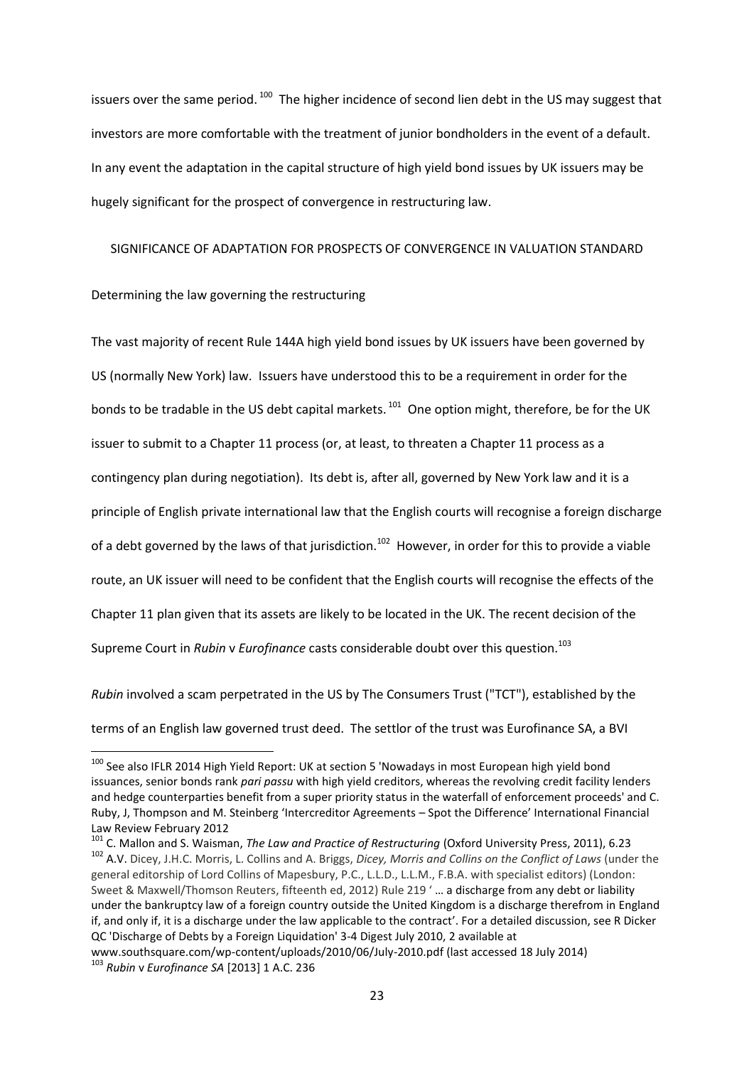issuers over the same period.[100] The higher incidence of second lien debt in the US may suggest that investors are more comfortable with the treatment of junior bondholders in the event of a default. In any event the adaptation in the capital structure of high yield bond issues by UK issuers may be hugely significant for the prospect of convergence in restructuring law.

## SIGNIFICANCE OF ADAPTATION FOR PROSPECTS OF CONVERGENCE IN VALUATION STANDARD

### Determining the law governing the restructuring

The vast majority of recent Rule 144A high yield bond issues by UK issuers have been governed by US (normally New York) law. Issuers have understood this to be a requirement in order for the bonds to be tradable in the US debt capital markets.[101] One option might, therefore, be for the UK issuer to submit to a Chapter 11 process (or, at least, to threaten a Chapter 11 process as a contingency plan during negotiation). Its debt is, after all, governed by New York law and it is a principle of English private international law that the English courts will recognise a foreign discharge of a debt governed by the laws of that jurisdiction.[102] However, in order for this to provide a viable route, an UK issuer will need to be confident that the English courts will recognise the effects of the Chapter 11 plan given that its assets are likely to be located in the UK. The recent decision of the Supreme Court in *Rubin* v *Eurofinance* casts considerable doubt over this question.[103]

*Rubin* involved a scam perpetrated in the US by The Consumers Trust ("TCT"), established by the terms of an English law governed trust deed. The settlor of the trust was Eurofinance SA, a BVI

---

[100] See also IFLR 2014 High Yield Report: UK at section 5 'Nowadays in most European high yield bond issuances, senior bonds rank *pari passu* with high yield creditors, whereas the revolving credit facility lenders and hedge counterparties benefit from a super priority status in the waterfall of enforcement proceeds' and C. Ruby, J, Thompson and M. Steinberg 'Intercreditor Agreements – Spot the Difference' International Financial Law Review February 2012

[101] C. Mallon and S. Waisman, *The Law and Practice of Restructuring* (Oxford University Press, 2011), 6.23

[102] A.V. Dicey, J.H.C. Morris, L. Collins and A. Briggs, *Dicey, Morris and Collins on the Conflict of Laws* (under the general editorship of Lord Collins of Mapesbury, P.C., L.L.D., L.L.M., F.B.A. with specialist editors) (London: Sweet & Maxwell/Thomson Reuters, fifteenth ed, 2012) Rule 219 ' … a discharge from any debt or liability under the bankruptcy law of a foreign country outside the United Kingdom is a discharge therefrom in England if, and only if, it is a discharge under the law applicable to the contract'. For a detailed discussion, see R Dicker QC 'Discharge of Debts by a Foreign Liquidation' 3-4 Digest July 2010, 2 available at www.southsquare.com/wp-content/uploads/2010/06/July-2010.pdf (last accessed 18 July 2014)

[103] *Rubin* v *Eurofinance SA* [2013] 1 A.C. 236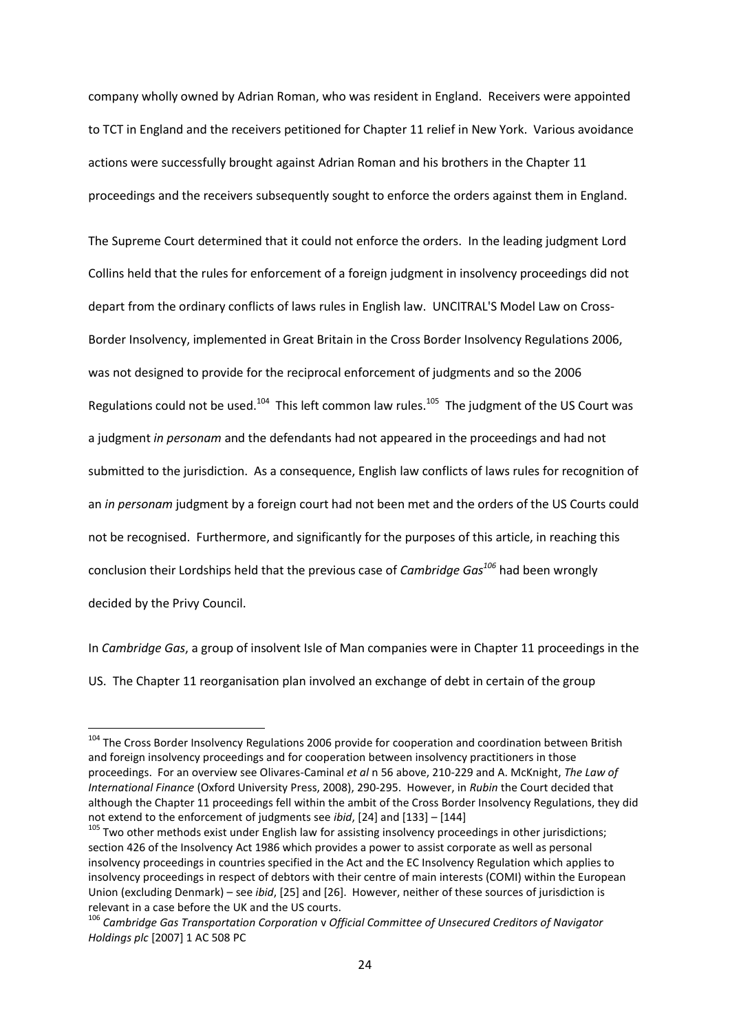company wholly owned by Adrian Roman, who was resident in England. Receivers were appointed to TCT in England and the receivers petitioned for Chapter 11 relief in New York. Various avoidance actions were successfully brought against Adrian Roman and his brothers in the Chapter 11 proceedings and the receivers subsequently sought to enforce the orders against them in England.

The Supreme Court determined that it could not enforce the orders. In the leading judgment Lord Collins held that the rules for enforcement of a foreign judgment in insolvency proceedings did not depart from the ordinary conflicts of laws rules in English law. UNCITRAL'S Model Law on Cross-Border Insolvency, implemented in Great Britain in the Cross Border Insolvency Regulations 2006, was not designed to provide for the reciprocal enforcement of judgments and so the 2006 Regulations could not be used.[104] This left common law rules.[105] The judgment of the US Court was a judgment *in personam* and the defendants had not appeared in the proceedings and had not submitted to the jurisdiction. As a consequence, English law conflicts of laws rules for recognition of an *in personam* judgment by a foreign court had not been met and the orders of the US Courts could not be recognised. Furthermore, and significantly for the purposes of this article, in reaching this conclusion their Lordships held that the previous case of *Cambridge Gas*[106] had been wrongly decided by the Privy Council.

In *Cambridge Gas*, a group of insolvent Isle of Man companies were in Chapter 11 proceedings in the US. The Chapter 11 reorganisation plan involved an exchange of debt in certain of the group

---

[104] The Cross Border Insolvency Regulations 2006 provide for cooperation and coordination between British and foreign insolvency proceedings and for cooperation between insolvency practitioners in those proceedings. For an overview see Olivares-Caminal *et al* n 56 above, 210-229 and A. McKnight, *The Law of International Finance* (Oxford University Press, 2008), 290-295. However, in *Rubin* the Court decided that although the Chapter 11 proceedings fell within the ambit of the Cross Border Insolvency Regulations, they did not extend to the enforcement of judgments see *ibid*, [24] and [133] – [144]

[105] Two other methods exist under English law for assisting insolvency proceedings in other jurisdictions; section 426 of the Insolvency Act 1986 which provides a power to assist corporate as well as personal insolvency proceedings in countries specified in the Act and the EC Insolvency Regulation which applies to insolvency proceedings in respect of debtors with their centre of main interests (COMI) within the European Union (excluding Denmark) – see *ibid*, [25] and [26]. However, neither of these sources of jurisdiction is relevant in a case before the UK and the US courts.

[106] *Cambridge Gas Transportation Corporation* v *Official Committee of Unsecured Creditors of Navigator Holdings plc* [2007] 1 AC 508 PC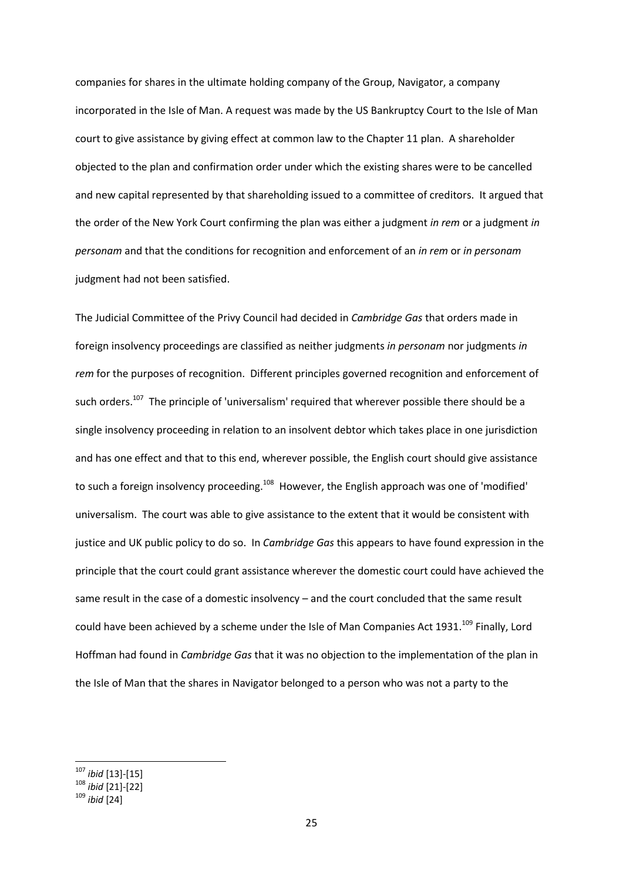companies for shares in the ultimate holding company of the Group, Navigator, a company incorporated in the Isle of Man. A request was made by the US Bankruptcy Court to the Isle of Man court to give assistance by giving effect at common law to the Chapter 11 plan. A shareholder objected to the plan and confirmation order under which the existing shares were to be cancelled and new capital represented by that shareholding issued to a committee of creditors. It argued that the order of the New York Court confirming the plan was either a judgment *in rem* or a judgment *in personam* and that the conditions for recognition and enforcement of an *in rem* or *in personam* judgment had not been satisfied.

The Judicial Committee of the Privy Council had decided in *Cambridge Gas* that orders made in foreign insolvency proceedings are classified as neither judgments *in personam* nor judgments *in rem* for the purposes of recognition. Different principles governed recognition and enforcement of such orders.[107] The principle of 'universalism' required that wherever possible there should be a single insolvency proceeding in relation to an insolvent debtor which takes place in one jurisdiction and has one effect and that to this end, wherever possible, the English court should give assistance to such a foreign insolvency proceeding.[108] However, the English approach was one of 'modified' universalism. The court was able to give assistance to the extent that it would be consistent with justice and UK public policy to do so. In *Cambridge Gas* this appears to have found expression in the principle that the court could grant assistance wherever the domestic court could have achieved the same result in the case of a domestic insolvency – and the court concluded that the same result could have been achieved by a scheme under the Isle of Man Companies Act 1931.[109] Finally, Lord Hoffman had found in *Cambridge Gas* that it was no objection to the implementation of the plan in the Isle of Man that the shares in Navigator belonged to a person who was not a party to the

[107] *ibid* [13]-[15]

[108] *ibid* [21]-[22]

[109] *ibid* [24]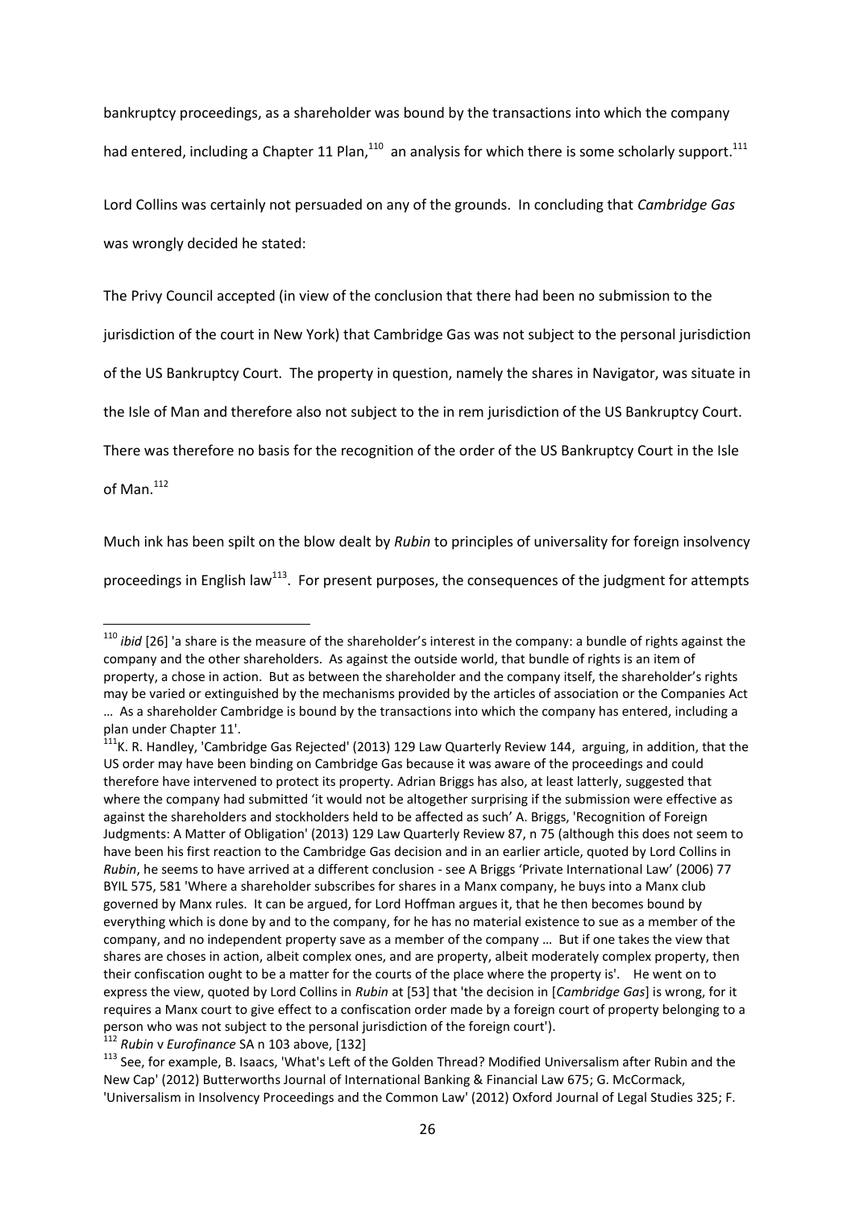bankruptcy proceedings, as a shareholder was bound by the transactions into which the company had entered, including a Chapter 11 Plan,[110] an analysis for which there is some scholarly support.[111]

Lord Collins was certainly not persuaded on any of the grounds. In concluding that *Cambridge Gas* was wrongly decided he stated:

The Privy Council accepted (in view of the conclusion that there had been no submission to the jurisdiction of the court in New York) that Cambridge Gas was not subject to the personal jurisdiction of the US Bankruptcy Court. The property in question, namely the shares in Navigator, was situate in the Isle of Man and therefore also not subject to the in rem jurisdiction of the US Bankruptcy Court. There was therefore no basis for the recognition of the order of the US Bankruptcy Court in the Isle of Man.[112]

Much ink has been spilt on the blow dealt by *Rubin* to principles of universality for foreign insolvency proceedings in English law[113]. For present purposes, the consequences of the judgment for attempts

---

[110] *ibid* [26] 'a share is the measure of the shareholder's interest in the company: a bundle of rights against the company and the other shareholders. As against the outside world, that bundle of rights is an item of property, a chose in action. But as between the shareholder and the company itself, the shareholder's rights may be varied or extinguished by the mechanisms provided by the articles of association or the Companies Act … As a shareholder Cambridge is bound by the transactions into which the company has entered, including a plan under Chapter 11'.

[111] K. R. Handley, 'Cambridge Gas Rejected' (2013) 129 Law Quarterly Review 144, arguing, in addition, that the US order may have been binding on Cambridge Gas because it was aware of the proceedings and could therefore have intervened to protect its property. Adrian Briggs has also, at least latterly, suggested that where the company had submitted 'it would not be altogether surprising if the submission were effective as against the shareholders and stockholders held to be affected as such' A. Briggs, 'Recognition of Foreign Judgments: A Matter of Obligation' (2013) 129 Law Quarterly Review 87, n 75 (although this does not seem to have been his first reaction to the Cambridge Gas decision and in an earlier article, quoted by Lord Collins in *Rubin*, he seems to have arrived at a different conclusion - see A Briggs 'Private International Law' (2006) 77 BYIL 575, 581 'Where a shareholder subscribes for shares in a Manx company, he buys into a Manx club governed by Manx rules. It can be argued, for Lord Hoffman argues it, that he then becomes bound by everything which is done by and to the company, for he has no material existence to sue as a member of the company, and no independent property save as a member of the company … But if one takes the view that shares are choses in action, albeit complex ones, and are property, albeit moderately complex property, then their confiscation ought to be a matter for the courts of the place where the property is'. He went on to express the view, quoted by Lord Collins in *Rubin* at [53] that 'the decision in [*Cambridge Gas*] is wrong, for it requires a Manx court to give effect to a confiscation order made by a foreign court of property belonging to a person who was not subject to the personal jurisdiction of the foreign court').

[112] *Rubin* v *Eurofinance* SA n 103 above, [132]

[113] See, for example, B. Isaacs, 'What's Left of the Golden Thread? Modified Universalism after Rubin and the New Cap' (2012) Butterworths Journal of International Banking & Financial Law 675; G. McCormack, 'Universalism in Insolvency Proceedings and the Common Law' (2012) Oxford Journal of Legal Studies 325; F.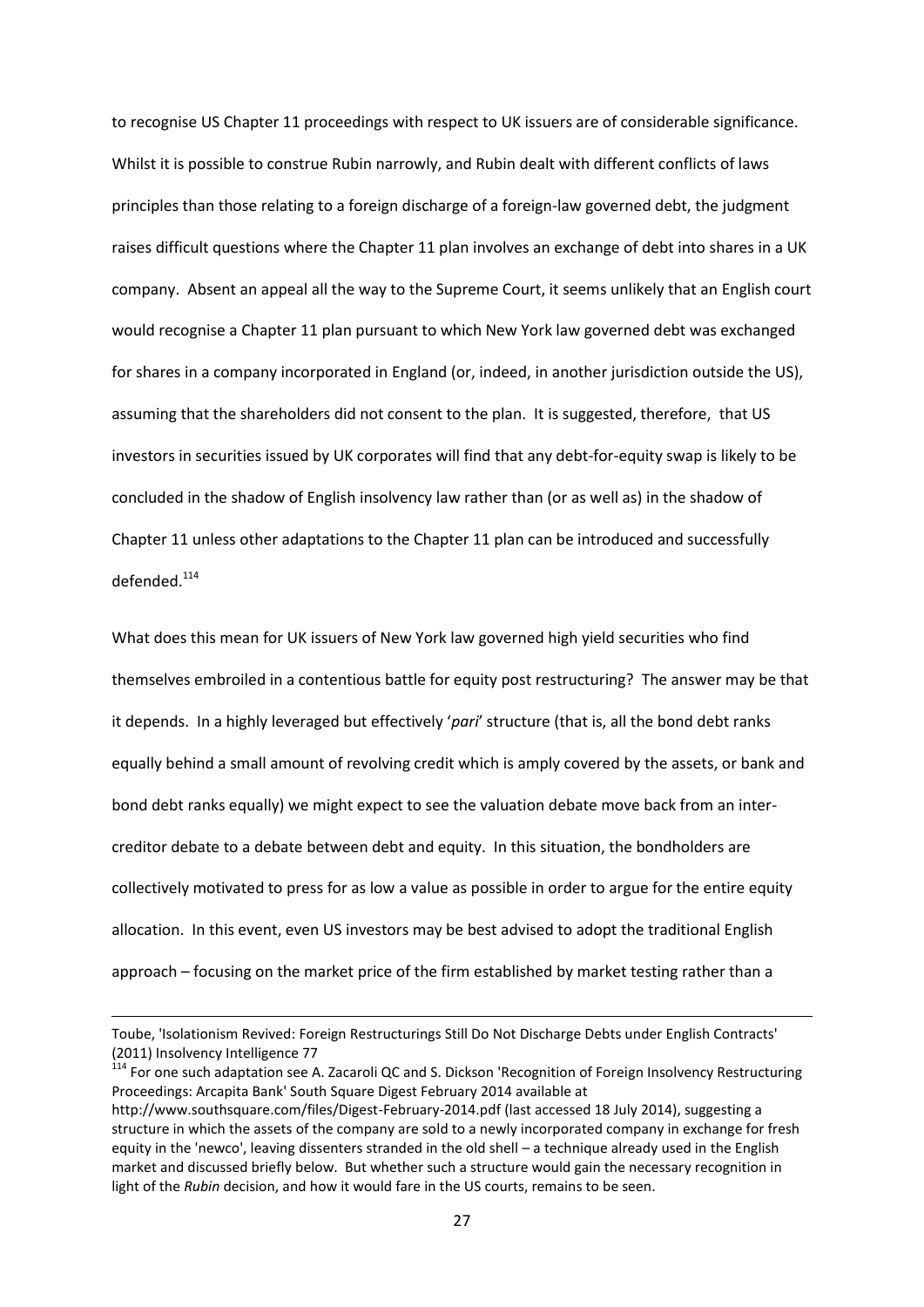to recognise US Chapter 11 proceedings with respect to UK issuers are of considerable significance. Whilst it is possible to construe Rubin narrowly, and Rubin dealt with different conflicts of laws principles than those relating to a foreign discharge of a foreign-law governed debt, the judgment raises difficult questions where the Chapter 11 plan involves an exchange of debt into shares in a UK company. Absent an appeal all the way to the Supreme Court, it seems unlikely that an English court would recognise a Chapter 11 plan pursuant to which New York law governed debt was exchanged for shares in a company incorporated in England (or, indeed, in another jurisdiction outside the US), assuming that the shareholders did not consent to the plan. It is suggested, therefore, that US investors in securities issued by UK corporates will find that any debt-for-equity swap is likely to be concluded in the shadow of English insolvency law rather than (or as well as) in the shadow of Chapter 11 unless other adaptations to the Chapter 11 plan can be introduced and successfully defended.[114]

What does this mean for UK issuers of New York law governed high yield securities who find themselves embroiled in a contentious battle for equity post restructuring? The answer may be that it depends. In a highly leveraged but effectively '*pari*' structure (that is, all the bond debt ranks equally behind a small amount of revolving credit which is amply covered by the assets, or bank and bond debt ranks equally) we might expect to see the valuation debate move back from an inter-creditor debate to a debate between debt and equity. In this situation, the bondholders are collectively motivated to press for as low a value as possible in order to argue for the entire equity allocation. In this event, even US investors may be best advised to adopt the traditional English approach – focusing on the market price of the firm established by market testing rather than a

---

Toube, 'Isolationism Revived: Foreign Restructurings Still Do Not Discharge Debts under English Contracts' (2011) Insolvency Intelligence 77

[114] For one such adaptation see A. Zacaroli QC and S. Dickson 'Recognition of Foreign Insolvency Restructuring Proceedings: Arcapita Bank' South Square Digest February 2014 available at http://www.southsquare.com/files/Digest-February-2014.pdf (last accessed 18 July 2014), suggesting a structure in which the assets of the company are sold to a newly incorporated company in exchange for fresh equity in the 'newco', leaving dissenters stranded in the old shell – a technique already used in the English market and discussed briefly below. But whether such a structure would gain the necessary recognition in light of the *Rubin* decision, and how it would fare in the US courts, remains to be seen.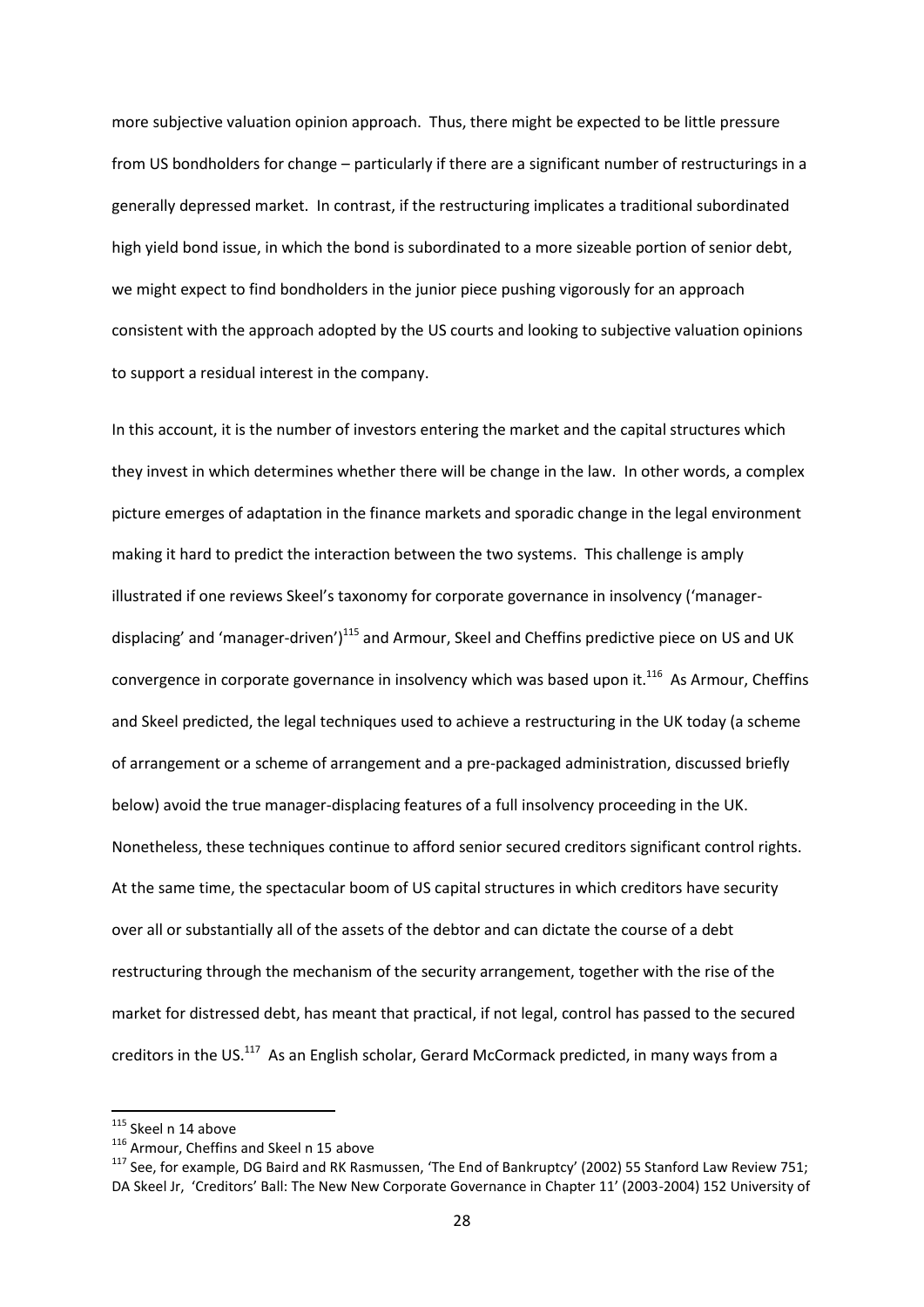more subjective valuation opinion approach. Thus, there might be expected to be little pressure from US bondholders for change – particularly if there are a significant number of restructurings in a generally depressed market. In contrast, if the restructuring implicates a traditional subordinated high yield bond issue, in which the bond is subordinated to a more sizeable portion of senior debt, we might expect to find bondholders in the junior piece pushing vigorously for an approach consistent with the approach adopted by the US courts and looking to subjective valuation opinions to support a residual interest in the company.

In this account, it is the number of investors entering the market and the capital structures which they invest in which determines whether there will be change in the law. In other words, a complex picture emerges of adaptation in the finance markets and sporadic change in the legal environment making it hard to predict the interaction between the two systems. This challenge is amply illustrated if one reviews Skeel's taxonomy for corporate governance in insolvency ('manager-displacing' and 'manager-driven')[115] and Armour, Skeel and Cheffins predictive piece on US and UK convergence in corporate governance in insolvency which was based upon it.[116] As Armour, Cheffins and Skeel predicted, the legal techniques used to achieve a restructuring in the UK today (a scheme of arrangement or a scheme of arrangement and a pre-packaged administration, discussed briefly below) avoid the true manager-displacing features of a full insolvency proceeding in the UK. Nonetheless, these techniques continue to afford senior secured creditors significant control rights. At the same time, the spectacular boom of US capital structures in which creditors have security over all or substantially all of the assets of the debtor and can dictate the course of a debt restructuring through the mechanism of the security arrangement, together with the rise of the market for distressed debt, has meant that practical, if not legal, control has passed to the secured creditors in the US.[117] As an English scholar, Gerard McCormack predicted, in many ways from a

---

[115] Skeel n 14 above

[116] Armour, Cheffins and Skeel n 15 above

[117] See, for example, DG Baird and RK Rasmussen, 'The End of Bankruptcy' (2002) 55 Stanford Law Review 751; DA Skeel Jr, 'Creditors' Ball: The New New Corporate Governance in Chapter 11' (2003-2004) 152 University of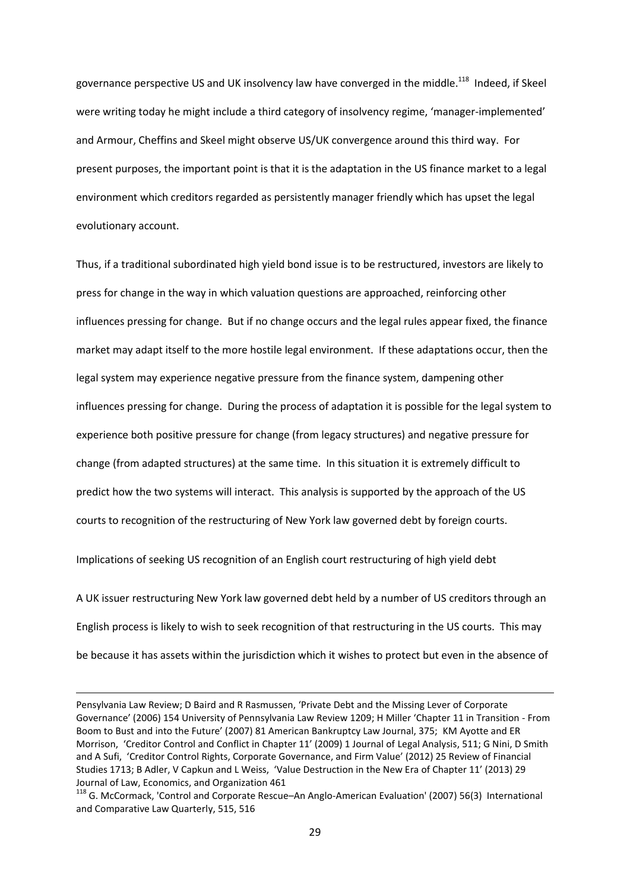governance perspective US and UK insolvency law have converged in the middle.[118] Indeed, if Skeel were writing today he might include a third category of insolvency regime, 'manager-implemented' and Armour, Cheffins and Skeel might observe US/UK convergence around this third way. For present purposes, the important point is that it is the adaptation in the US finance market to a legal environment which creditors regarded as persistently manager friendly which has upset the legal evolutionary account.

Thus, if a traditional subordinated high yield bond issue is to be restructured, investors are likely to press for change in the way in which valuation questions are approached, reinforcing other influences pressing for change. But if no change occurs and the legal rules appear fixed, the finance market may adapt itself to the more hostile legal environment. If these adaptations occur, then the legal system may experience negative pressure from the finance system, dampening other influences pressing for change. During the process of adaptation it is possible for the legal system to experience both positive pressure for change (from legacy structures) and negative pressure for change (from adapted structures) at the same time. In this situation it is extremely difficult to predict how the two systems will interact. This analysis is supported by the approach of the US courts to recognition of the restructuring of New York law governed debt by foreign courts.

Implications of seeking US recognition of an English court restructuring of high yield debt

A UK issuer restructuring New York law governed debt held by a number of US creditors through an English process is likely to wish to seek recognition of that restructuring in the US courts. This may be because it has assets within the jurisdiction which it wishes to protect but even in the absence of

---

Pensylvania Law Review; D Baird and R Rasmussen, 'Private Debt and the Missing Lever of Corporate Governance' (2006) 154 University of Pennsylvania Law Review 1209; H Miller 'Chapter 11 in Transition - From Boom to Bust and into the Future' (2007) 81 American Bankruptcy Law Journal, 375; KM Ayotte and ER Morrison, 'Creditor Control and Conflict in Chapter 11' (2009) 1 Journal of Legal Analysis, 511; G Nini, D Smith and A Sufi, 'Creditor Control Rights, Corporate Governance, and Firm Value' (2012) 25 Review of Financial Studies 1713; B Adler, V Capkun and L Weiss, 'Value Destruction in the New Era of Chapter 11' (2013) 29 Journal of Law, Economics, and Organization 461

[118] G. McCormack, 'Control and Corporate Rescue–An Anglo-American Evaluation' (2007) 56(3) International and Comparative Law Quarterly, 515, 516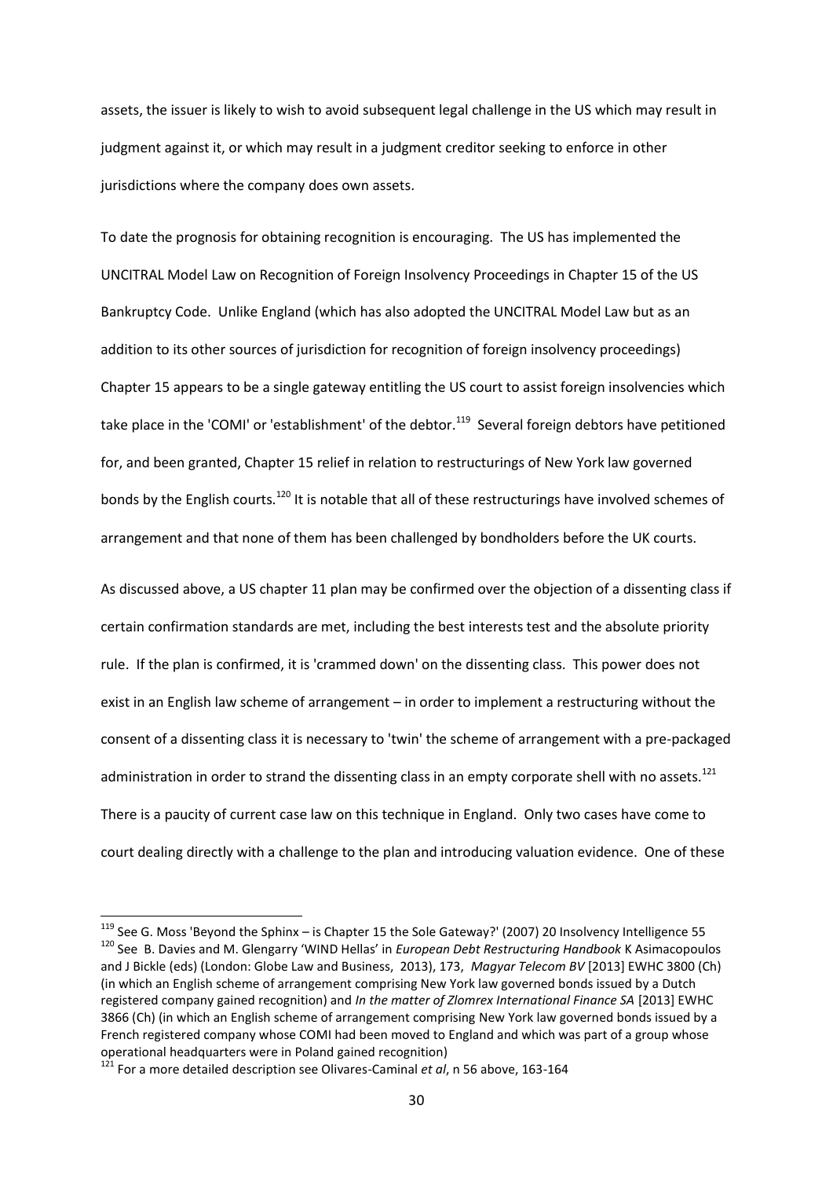assets, the issuer is likely to wish to avoid subsequent legal challenge in the US which may result in judgment against it, or which may result in a judgment creditor seeking to enforce in other jurisdictions where the company does own assets.

To date the prognosis for obtaining recognition is encouraging. The US has implemented the UNCITRAL Model Law on Recognition of Foreign Insolvency Proceedings in Chapter 15 of the US Bankruptcy Code. Unlike England (which has also adopted the UNCITRAL Model Law but as an addition to its other sources of jurisdiction for recognition of foreign insolvency proceedings) Chapter 15 appears to be a single gateway entitling the US court to assist foreign insolvencies which take place in the 'COMI' or 'establishment' of the debtor.[119] Several foreign debtors have petitioned for, and been granted, Chapter 15 relief in relation to restructurings of New York law governed bonds by the English courts.[120] It is notable that all of these restructurings have involved schemes of arrangement and that none of them has been challenged by bondholders before the UK courts.

As discussed above, a US chapter 11 plan may be confirmed over the objection of a dissenting class if certain confirmation standards are met, including the best interests test and the absolute priority rule. If the plan is confirmed, it is 'crammed down' on the dissenting class. This power does not exist in an English law scheme of arrangement – in order to implement a restructuring without the consent of a dissenting class it is necessary to 'twin' the scheme of arrangement with a pre-packaged administration in order to strand the dissenting class in an empty corporate shell with no assets.[121] There is a paucity of current case law on this technique in England. Only two cases have come to court dealing directly with a challenge to the plan and introducing valuation evidence. One of these

---

[119] See G. Moss 'Beyond the Sphinx – is Chapter 15 the Sole Gateway?' (2007) 20 Insolvency Intelligence 55

[120] See B. Davies and M. Glengarry 'WIND Hellas' in *European Debt Restructuring Handbook* K Asimacopoulos and J Bickle (eds) (London: Globe Law and Business, 2013), 173, *Magyar Telecom BV* [2013] EWHC 3800 (Ch) (in which an English scheme of arrangement comprising New York law governed bonds issued by a Dutch registered company gained recognition) and *In the matter of Zlomrex International Finance SA* [2013] EWHC 3866 (Ch) (in which an English scheme of arrangement comprising New York law governed bonds issued by a French registered company whose COMI had been moved to England and which was part of a group whose operational headquarters were in Poland gained recognition)

[121] For a more detailed description see Olivares-Caminal *et al*, n 56 above, 163-164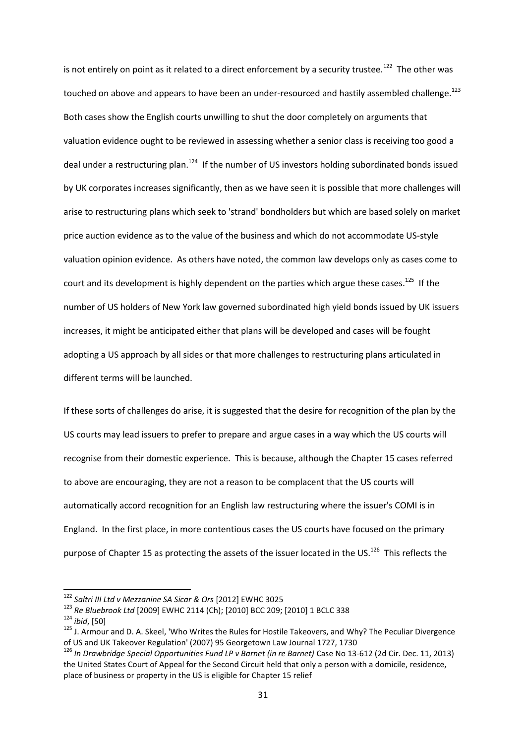is not entirely on point as it related to a direct enforcement by a security trustee.[122] The other was touched on above and appears to have been an under-resourced and hastily assembled challenge.[123] Both cases show the English courts unwilling to shut the door completely on arguments that valuation evidence ought to be reviewed in assessing whether a senior class is receiving too good a deal under a restructuring plan.[124] If the number of US investors holding subordinated bonds issued by UK corporates increases significantly, then as we have seen it is possible that more challenges will arise to restructuring plans which seek to 'strand' bondholders but which are based solely on market price auction evidence as to the value of the business and which do not accommodate US-style valuation opinion evidence. As others have noted, the common law develops only as cases come to court and its development is highly dependent on the parties which argue these cases.[125] If the number of US holders of New York law governed subordinated high yield bonds issued by UK issuers increases, it might be anticipated either that plans will be developed and cases will be fought adopting a US approach by all sides or that more challenges to restructuring plans articulated in different terms will be launched.

If these sorts of challenges do arise, it is suggested that the desire for recognition of the plan by the US courts may lead issuers to prefer to prepare and argue cases in a way which the US courts will recognise from their domestic experience. This is because, although the Chapter 15 cases referred to above are encouraging, they are not a reason to be complacent that the US courts will automatically accord recognition for an English law restructuring where the issuer's COMI is in England. In the first place, in more contentious cases the US courts have focused on the primary purpose of Chapter 15 as protecting the assets of the issuer located in the US.[126] This reflects the

---

[122] *Saltri III Ltd v Mezzanine SA Sicar & Ors* [2012] EWHC 3025

[123] *Re Bluebrook Ltd* [2009] EWHC 2114 (Ch); [2010] BCC 209; [2010] 1 BCLC 338

[124] *ibid*, [50]

[125] J. Armour and D. A. Skeel, 'Who Writes the Rules for Hostile Takeovers, and Why? The Peculiar Divergence of US and UK Takeover Regulation' (2007) 95 Georgetown Law Journal 1727, 1730

[126] *In Drawbridge Special Opportunities Fund LP v Barnet (in re Barnet)* Case No 13-612 (2d Cir. Dec. 11, 2013) the United States Court of Appeal for the Second Circuit held that only a person with a domicile, residence, place of business or property in the US is eligible for Chapter 15 relief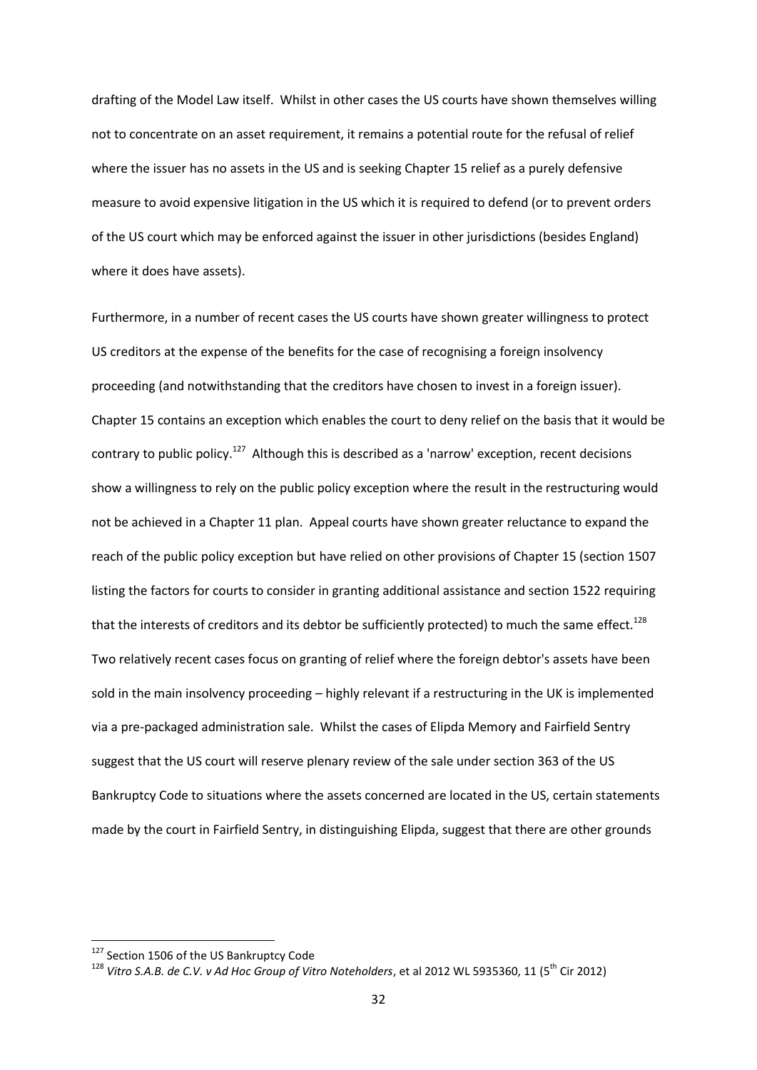drafting of the Model Law itself. Whilst in other cases the US courts have shown themselves willing not to concentrate on an asset requirement, it remains a potential route for the refusal of relief where the issuer has no assets in the US and is seeking Chapter 15 relief as a purely defensive measure to avoid expensive litigation in the US which it is required to defend (or to prevent orders of the US court which may be enforced against the issuer in other jurisdictions (besides England) where it does have assets).

Furthermore, in a number of recent cases the US courts have shown greater willingness to protect US creditors at the expense of the benefits for the case of recognising a foreign insolvency proceeding (and notwithstanding that the creditors have chosen to invest in a foreign issuer). Chapter 15 contains an exception which enables the court to deny relief on the basis that it would be contrary to public policy.[127] Although this is described as a 'narrow' exception, recent decisions show a willingness to rely on the public policy exception where the result in the restructuring would not be achieved in a Chapter 11 plan. Appeal courts have shown greater reluctance to expand the reach of the public policy exception but have relied on other provisions of Chapter 15 (section 1507 listing the factors for courts to consider in granting additional assistance and section 1522 requiring that the interests of creditors and its debtor be sufficiently protected) to much the same effect.[128] Two relatively recent cases focus on granting of relief where the foreign debtor's assets have been sold in the main insolvency proceeding – highly relevant if a restructuring in the UK is implemented via a pre-packaged administration sale. Whilst the cases of Elipda Memory and Fairfield Sentry suggest that the US court will reserve plenary review of the sale under section 363 of the US Bankruptcy Code to situations where the assets concerned are located in the US, certain statements made by the court in Fairfield Sentry, in distinguishing Elipda, suggest that there are other grounds

---

[127] Section 1506 of the US Bankruptcy Code

[128] *Vitro S.A.B. de C.V. v Ad Hoc Group of Vitro Noteholders*, et al 2012 WL 5935360, 11 (5th Cir 2012)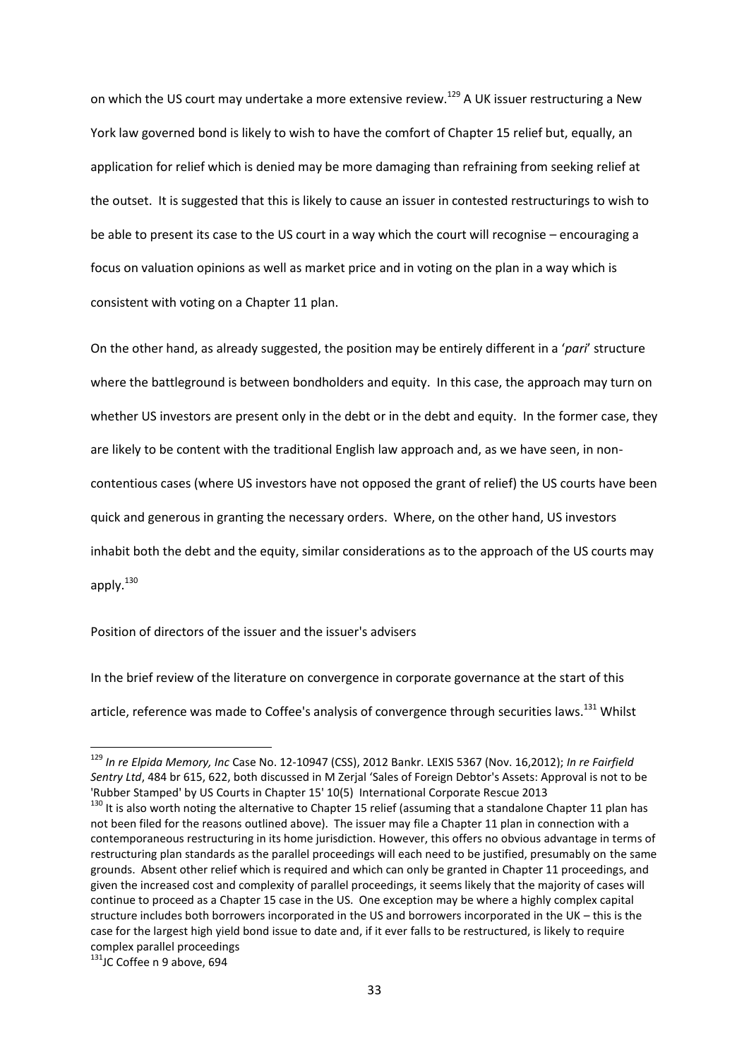on which the US court may undertake a more extensive review.[129] A UK issuer restructuring a New York law governed bond is likely to wish to have the comfort of Chapter 15 relief but, equally, an application for relief which is denied may be more damaging than refraining from seeking relief at the outset. It is suggested that this is likely to cause an issuer in contested restructurings to wish to be able to present its case to the US court in a way which the court will recognise – encouraging a focus on valuation opinions as well as market price and in voting on the plan in a way which is consistent with voting on a Chapter 11 plan.

On the other hand, as already suggested, the position may be entirely different in a '*pari*' structure where the battleground is between bondholders and equity. In this case, the approach may turn on whether US investors are present only in the debt or in the debt and equity. In the former case, they are likely to be content with the traditional English law approach and, as we have seen, in non-contentious cases (where US investors have not opposed the grant of relief) the US courts have been quick and generous in granting the necessary orders. Where, on the other hand, US investors inhabit both the debt and the equity, similar considerations as to the approach of the US courts may apply.[130]

Position of directors of the issuer and the issuer's advisers

In the brief review of the literature on convergence in corporate governance at the start of this article, reference was made to Coffee's analysis of convergence through securities laws.[131] Whilst

---

[129] *In re Elpida Memory, Inc* Case No. 12-10947 (CSS), 2012 Bankr. LEXIS 5367 (Nov. 16,2012); *In re Fairfield Sentry Ltd*, 484 br 615, 622, both discussed in M Zerjal 'Sales of Foreign Debtor's Assets: Approval is not to be 'Rubber Stamped' by US Courts in Chapter 15' 10(5) International Corporate Rescue 2013

[130] It is also worth noting the alternative to Chapter 15 relief (assuming that a standalone Chapter 11 plan has not been filed for the reasons outlined above). The issuer may file a Chapter 11 plan in connection with a contemporaneous restructuring in its home jurisdiction. However, this offers no obvious advantage in terms of restructuring plan standards as the parallel proceedings will each need to be justified, presumably on the same grounds. Absent other relief which is required and which can only be granted in Chapter 11 proceedings, and given the increased cost and complexity of parallel proceedings, it seems likely that the majority of cases will continue to proceed as a Chapter 15 case in the US. One exception may be where a highly complex capital structure includes both borrowers incorporated in the US and borrowers incorporated in the UK – this is the case for the largest high yield bond issue to date and, if it ever falls to be restructured, is likely to require complex parallel proceedings

[131] JC Coffee n 9 above, 694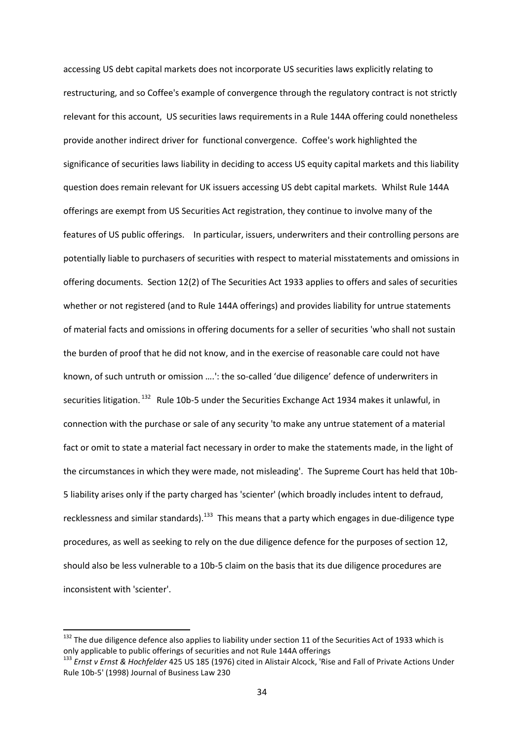accessing US debt capital markets does not incorporate US securities laws explicitly relating to restructuring, and so Coffee's example of convergence through the regulatory contract is not strictly relevant for this account, US securities laws requirements in a Rule 144A offering could nonetheless provide another indirect driver for functional convergence. Coffee's work highlighted the significance of securities laws liability in deciding to access US equity capital markets and this liability question does remain relevant for UK issuers accessing US debt capital markets. Whilst Rule 144A offerings are exempt from US Securities Act registration, they continue to involve many of the features of US public offerings. In particular, issuers, underwriters and their controlling persons are potentially liable to purchasers of securities with respect to material misstatements and omissions in offering documents. Section 12(2) of The Securities Act 1933 applies to offers and sales of securities whether or not registered (and to Rule 144A offerings) and provides liability for untrue statements of material facts and omissions in offering documents for a seller of securities 'who shall not sustain the burden of proof that he did not know, and in the exercise of reasonable care could not have known, of such untruth or omission ….': the so-called 'due diligence' defence of underwriters in securities litigation.[132] Rule 10b-5 under the Securities Exchange Act 1934 makes it unlawful, in connection with the purchase or sale of any security 'to make any untrue statement of a material fact or omit to state a material fact necessary in order to make the statements made, in the light of the circumstances in which they were made, not misleading'. The Supreme Court has held that 10b-5 liability arises only if the party charged has 'scienter' (which broadly includes intent to defraud, recklessness and similar standards).[133] This means that a party which engages in due-diligence type procedures, as well as seeking to rely on the due diligence defence for the purposes of section 12, should also be less vulnerable to a 10b-5 claim on the basis that its due diligence procedures are inconsistent with 'scienter'.

---

[132] The due diligence defence also applies to liability under section 11 of the Securities Act of 1933 which is only applicable to public offerings of securities and not Rule 144A offerings

[133] *Ernst v Ernst & Hochfelder* 425 US 185 (1976) cited in Alistair Alcock, 'Rise and Fall of Private Actions Under Rule 10b-5' (1998) Journal of Business Law 230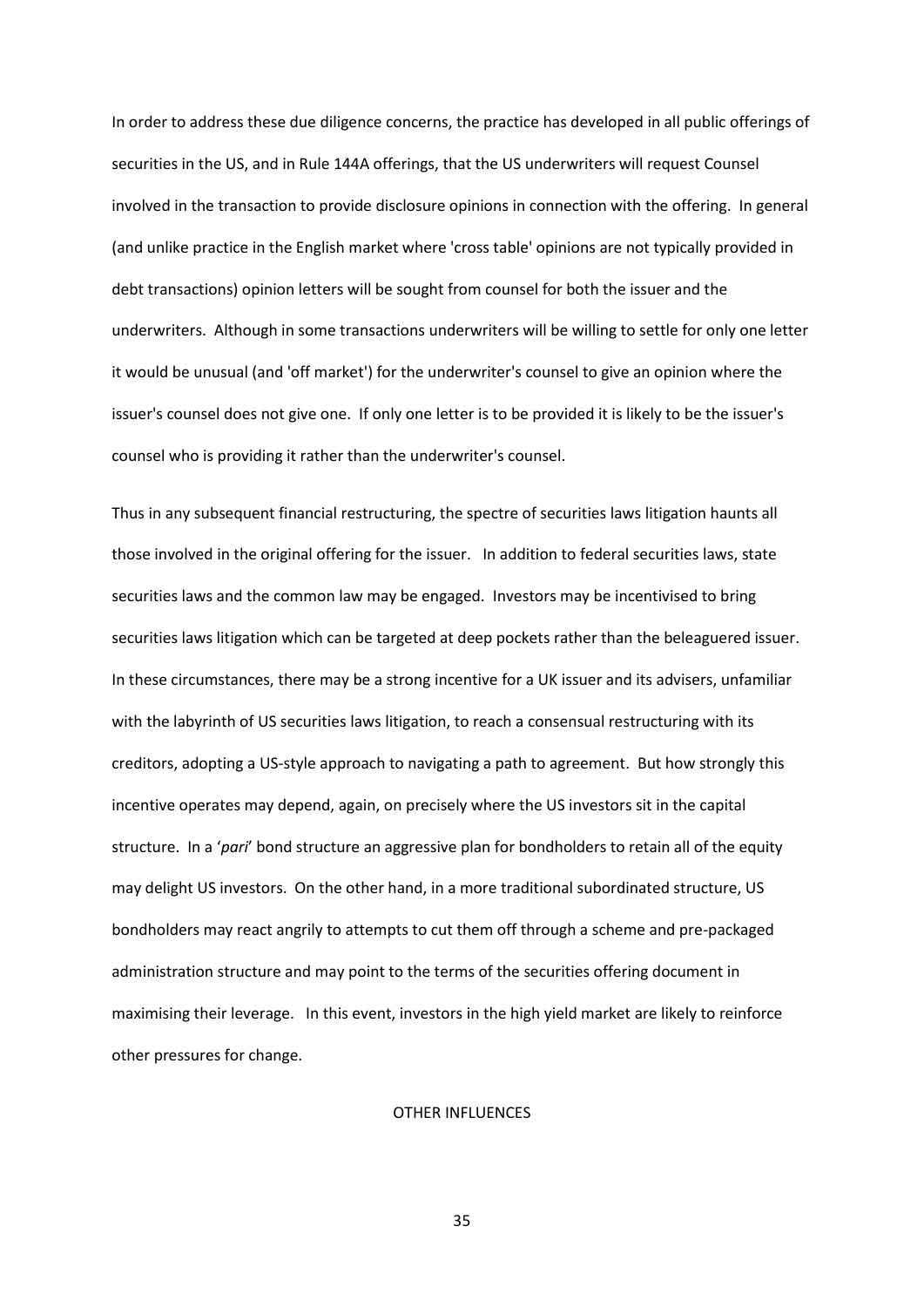In order to address these due diligence concerns, the practice has developed in all public offerings of securities in the US, and in Rule 144A offerings, that the US underwriters will request Counsel involved in the transaction to provide disclosure opinions in connection with the offering. In general (and unlike practice in the English market where 'cross table' opinions are not typically provided in debt transactions) opinion letters will be sought from counsel for both the issuer and the underwriters. Although in some transactions underwriters will be willing to settle for only one letter it would be unusual (and 'off market') for the underwriter's counsel to give an opinion where the issuer's counsel does not give one. If only one letter is to be provided it is likely to be the issuer's counsel who is providing it rather than the underwriter's counsel.

Thus in any subsequent financial restructuring, the spectre of securities laws litigation haunts all those involved in the original offering for the issuer. In addition to federal securities laws, state securities laws and the common law may be engaged. Investors may be incentivised to bring securities laws litigation which can be targeted at deep pockets rather than the beleaguered issuer. In these circumstances, there may be a strong incentive for a UK issuer and its advisers, unfamiliar with the labyrinth of US securities laws litigation, to reach a consensual restructuring with its creditors, adopting a US-style approach to navigating a path to agreement. But how strongly this incentive operates may depend, again, on precisely where the US investors sit in the capital structure. In a '*pari*' bond structure an aggressive plan for bondholders to retain all of the equity may delight US investors. On the other hand, in a more traditional subordinated structure, US bondholders may react angrily to attempts to cut them off through a scheme and pre-packaged administration structure and may point to the terms of the securities offering document in maximising their leverage. In this event, investors in the high yield market are likely to reinforce other pressures for change.

## OTHER INFLUENCES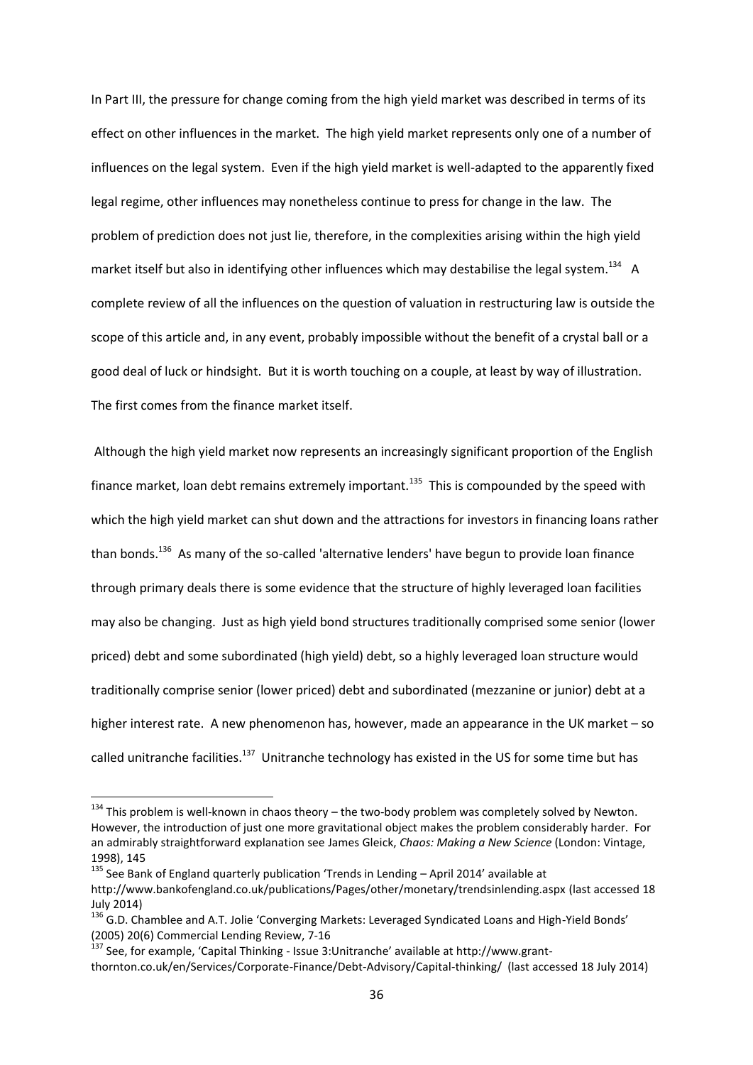In Part III, the pressure for change coming from the high yield market was described in terms of its effect on other influences in the market. The high yield market represents only one of a number of influences on the legal system. Even if the high yield market is well-adapted to the apparently fixed legal regime, other influences may nonetheless continue to press for change in the law. The problem of prediction does not just lie, therefore, in the complexities arising within the high yield market itself but also in identifying other influences which may destabilise the legal system.[134] A complete review of all the influences on the question of valuation in restructuring law is outside the scope of this article and, in any event, probably impossible without the benefit of a crystal ball or a good deal of luck or hindsight. But it is worth touching on a couple, at least by way of illustration. The first comes from the finance market itself.

Although the high yield market now represents an increasingly significant proportion of the English finance market, loan debt remains extremely important.[135] This is compounded by the speed with which the high yield market can shut down and the attractions for investors in financing loans rather than bonds.[136] As many of the so-called 'alternative lenders' have begun to provide loan finance through primary deals there is some evidence that the structure of highly leveraged loan facilities may also be changing. Just as high yield bond structures traditionally comprised some senior (lower priced) debt and some subordinated (high yield) debt, so a highly leveraged loan structure would traditionally comprise senior (lower priced) debt and subordinated (mezzanine or junior) debt at a higher interest rate. A new phenomenon has, however, made an appearance in the UK market – so called unitranche facilities.[137] Unitranche technology has existed in the US for some time but has

---

[134] This problem is well-known in chaos theory – the two-body problem was completely solved by Newton. However, the introduction of just one more gravitational object makes the problem considerably harder. For an admirably straightforward explanation see James Gleick, *Chaos: Making a New Science* (London: Vintage, 1998), 145

[135] See Bank of England quarterly publication 'Trends in Lending – April 2014' available at http://www.bankofengland.co.uk/publications/Pages/other/monetary/trendsinlending.aspx (last accessed 18 July 2014)

[136] G.D. Chamblee and A.T. Jolie 'Converging Markets: Leveraged Syndicated Loans and High-Yield Bonds' (2005) 20(6) Commercial Lending Review, 7-16

[137] See, for example, 'Capital Thinking - Issue 3:Unitranche' available at http://www.grant-thornton.co.uk/en/Services/Corporate-Finance/Debt-Advisory/Capital-thinking/ (last accessed 18 July 2014)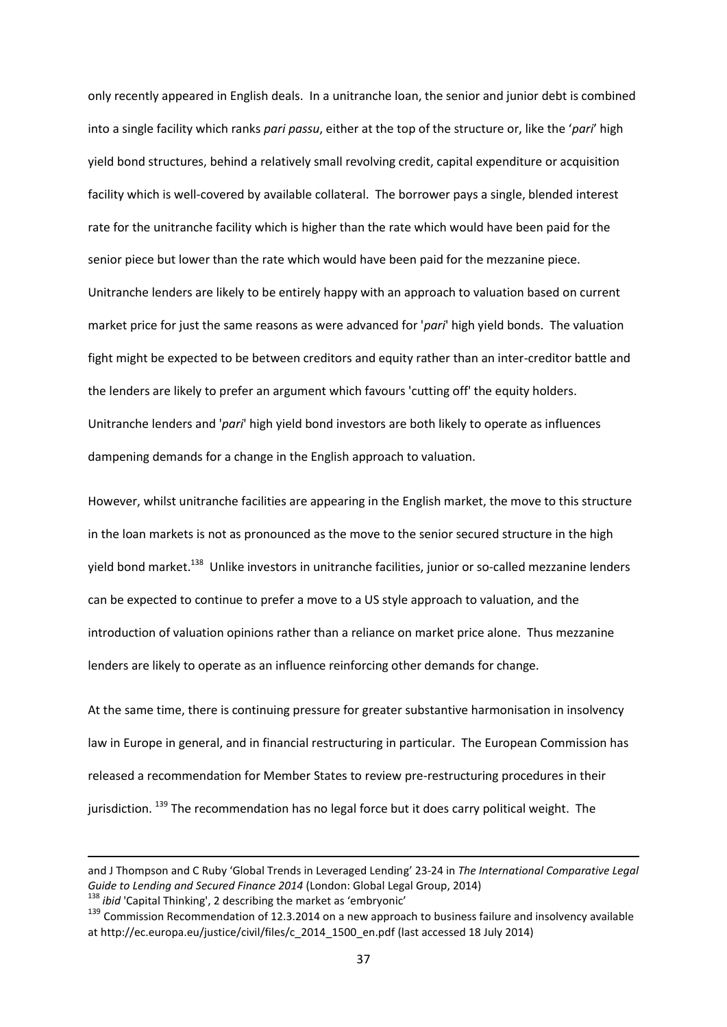only recently appeared in English deals. In a unitranche loan, the senior and junior debt is combined into a single facility which ranks *pari passu*, either at the top of the structure or, like the '*pari*' high yield bond structures, behind a relatively small revolving credit, capital expenditure or acquisition facility which is well-covered by available collateral. The borrower pays a single, blended interest rate for the unitranche facility which is higher than the rate which would have been paid for the senior piece but lower than the rate which would have been paid for the mezzanine piece. Unitranche lenders are likely to be entirely happy with an approach to valuation based on current market price for just the same reasons as were advanced for '*pari*' high yield bonds. The valuation fight might be expected to be between creditors and equity rather than an inter-creditor battle and the lenders are likely to prefer an argument which favours 'cutting off' the equity holders. Unitranche lenders and '*pari*' high yield bond investors are both likely to operate as influences dampening demands for a change in the English approach to valuation.

However, whilst unitranche facilities are appearing in the English market, the move to this structure in the loan markets is not as pronounced as the move to the senior secured structure in the high yield bond market.[138] Unlike investors in unitranche facilities, junior or so-called mezzanine lenders can be expected to continue to prefer a move to a US style approach to valuation, and the introduction of valuation opinions rather than a reliance on market price alone. Thus mezzanine lenders are likely to operate as an influence reinforcing other demands for change.

At the same time, there is continuing pressure for greater substantive harmonisation in insolvency law in Europe in general, and in financial restructuring in particular. The European Commission has released a recommendation for Member States to review pre-restructuring procedures in their jurisdiction. [139] The recommendation has no legal force but it does carry political weight. The

---

and J Thompson and C Ruby 'Global Trends in Leveraged Lending' 23-24 in *The International Comparative Legal Guide to Lending and Secured Finance 2014* (London: Global Legal Group, 2014)

[138] *ibid* 'Capital Thinking', 2 describing the market as 'embryonic'

[139] Commission Recommendation of 12.3.2014 on a new approach to business failure and insolvency available at http://ec.europa.eu/justice/civil/files/c_2014_1500_en.pdf (last accessed 18 July 2014)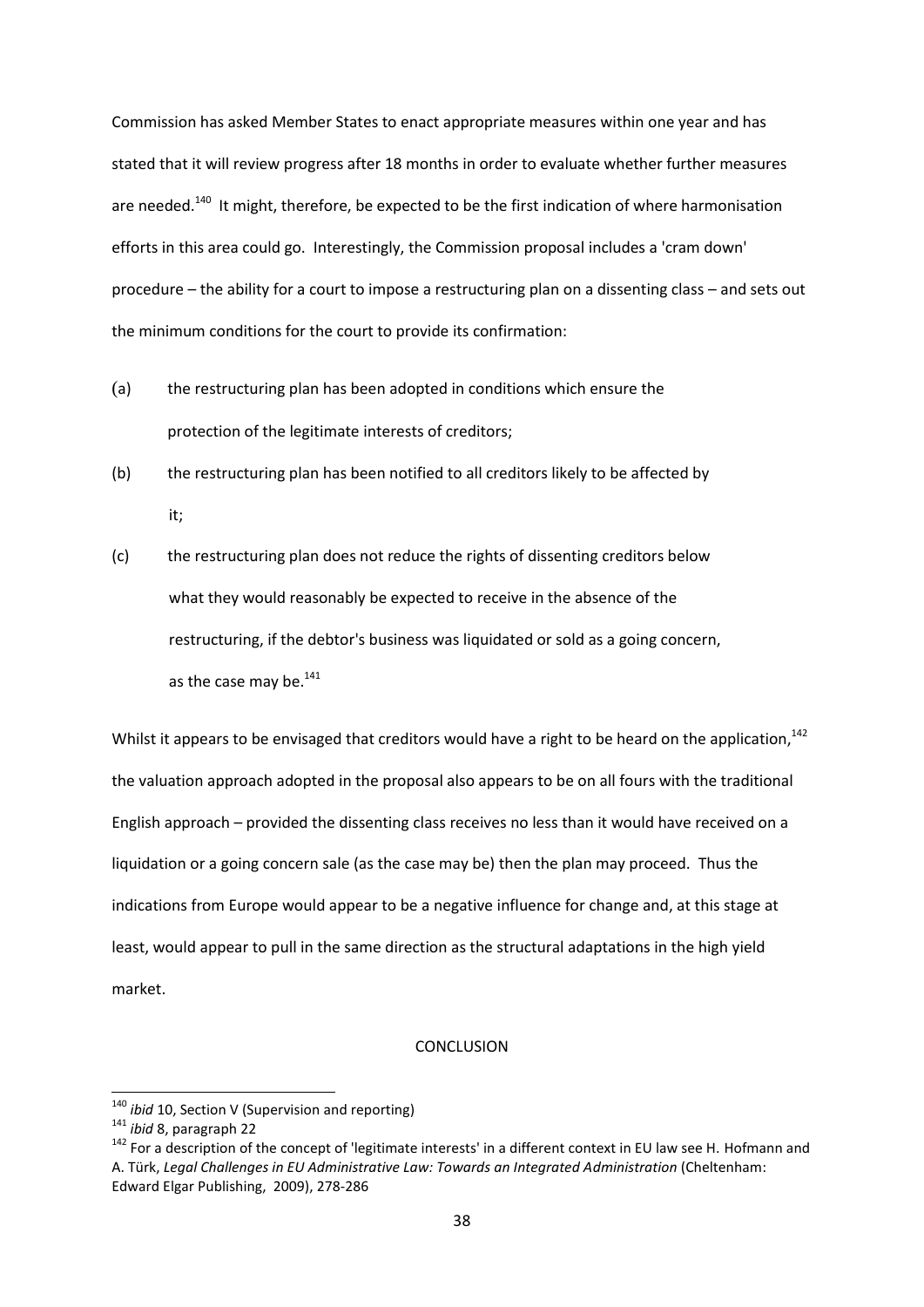Commission has asked Member States to enact appropriate measures within one year and has stated that it will review progress after 18 months in order to evaluate whether further measures are needed.[140] It might, therefore, be expected to be the first indication of where harmonisation efforts in this area could go. Interestingly, the Commission proposal includes a 'cram down' procedure – the ability for a court to impose a restructuring plan on a dissenting class – and sets out the minimum conditions for the court to provide its confirmation:

(a) the restructuring plan has been adopted in conditions which ensure the protection of the legitimate interests of creditors;

(b) the restructuring plan has been notified to all creditors likely to be affected by it;

(c) the restructuring plan does not reduce the rights of dissenting creditors below what they would reasonably be expected to receive in the absence of the restructuring, if the debtor's business was liquidated or sold as a going concern, as the case may be.[141]

Whilst it appears to be envisaged that creditors would have a right to be heard on the application,[142] the valuation approach adopted in the proposal also appears to be on all fours with the traditional English approach – provided the dissenting class receives no less than it would have received on a liquidation or a going concern sale (as the case may be) then the plan may proceed. Thus the indications from Europe would appear to be a negative influence for change and, at this stage at least, would appear to pull in the same direction as the structural adaptations in the high yield market.

## CONCLUSION

---

[140] *ibid* 10, Section V (Supervision and reporting)

[141] *ibid* 8, paragraph 22

[142] For a description of the concept of 'legitimate interests' in a different context in EU law see H. Hofmann and A. Türk, *Legal Challenges in EU Administrative Law: Towards an Integrated Administration* (Cheltenham: Edward Elgar Publishing, 2009), 278-286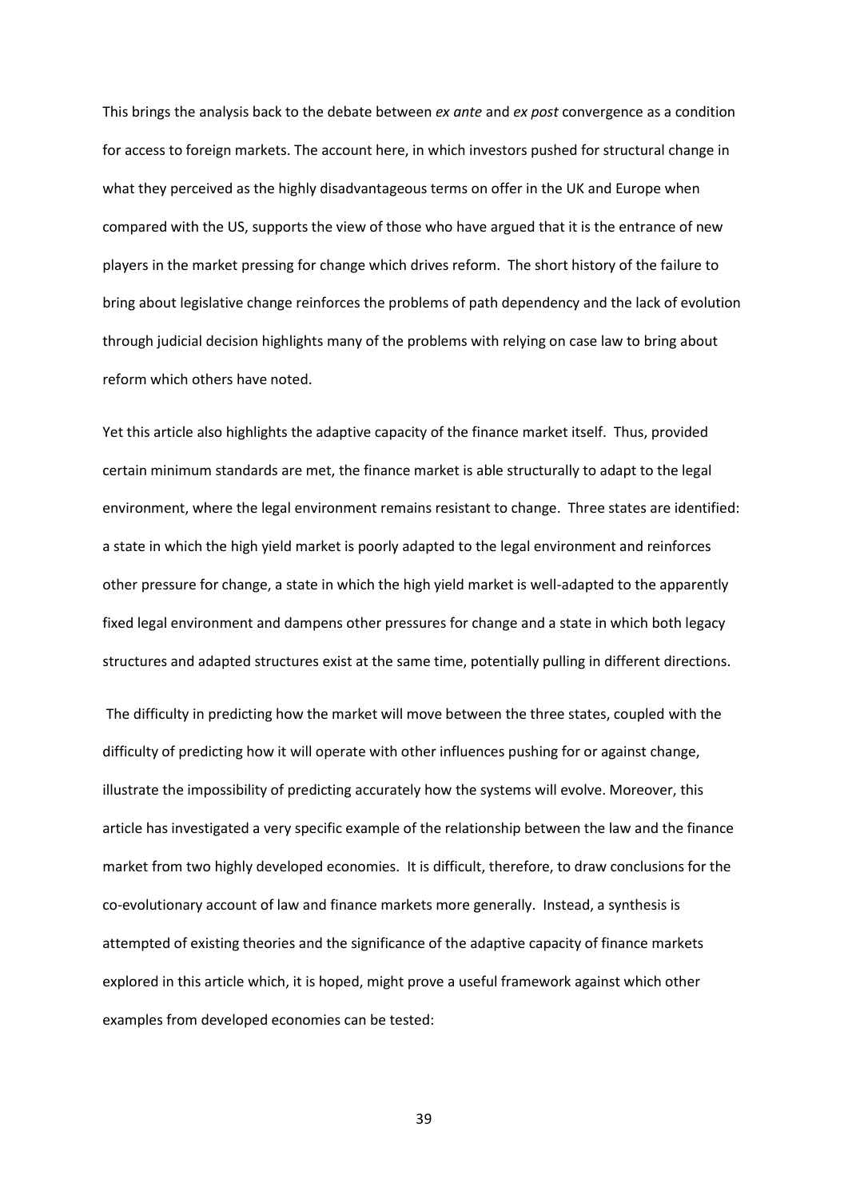This brings the analysis back to the debate between *ex ante* and *ex post* convergence as a condition for access to foreign markets. The account here, in which investors pushed for structural change in what they perceived as the highly disadvantageous terms on offer in the UK and Europe when compared with the US, supports the view of those who have argued that it is the entrance of new players in the market pressing for change which drives reform. The short history of the failure to bring about legislative change reinforces the problems of path dependency and the lack of evolution through judicial decision highlights many of the problems with relying on case law to bring about reform which others have noted.

Yet this article also highlights the adaptive capacity of the finance market itself. Thus, provided certain minimum standards are met, the finance market is able structurally to adapt to the legal environment, where the legal environment remains resistant to change. Three states are identified: a state in which the high yield market is poorly adapted to the legal environment and reinforces other pressure for change, a state in which the high yield market is well-adapted to the apparently fixed legal environment and dampens other pressures for change and a state in which both legacy structures and adapted structures exist at the same time, potentially pulling in different directions.

The difficulty in predicting how the market will move between the three states, coupled with the difficulty of predicting how it will operate with other influences pushing for or against change, illustrate the impossibility of predicting accurately how the systems will evolve. Moreover, this article has investigated a very specific example of the relationship between the law and the finance market from two highly developed economies. It is difficult, therefore, to draw conclusions for the co-evolutionary account of law and finance markets more generally. Instead, a synthesis is attempted of existing theories and the significance of the adaptive capacity of finance markets explored in this article which, it is hoped, might prove a useful framework against which other examples from developed economies can be tested: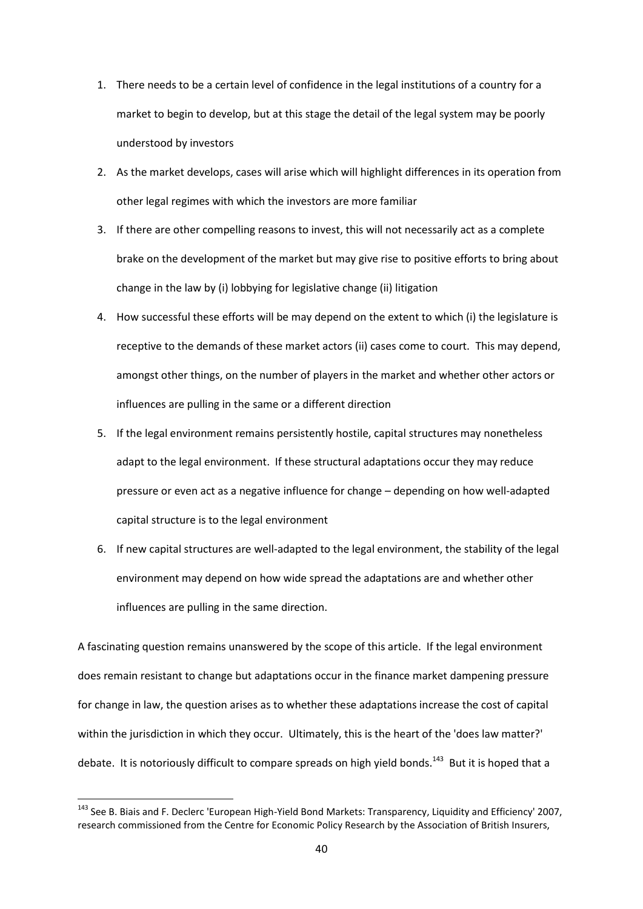1. There needs to be a certain level of confidence in the legal institutions of a country for a market to begin to develop, but at this stage the detail of the legal system may be poorly understood by investors
2. As the market develops, cases will arise which will highlight differences in its operation from other legal regimes with which the investors are more familiar
3. If there are other compelling reasons to invest, this will not necessarily act as a complete brake on the development of the market but may give rise to positive efforts to bring about change in the law by (i) lobbying for legislative change (ii) litigation
4. How successful these efforts will be may depend on the extent to which (i) the legislature is receptive to the demands of these market actors (ii) cases come to court. This may depend, amongst other things, on the number of players in the market and whether other actors or influences are pulling in the same or a different direction
5. If the legal environment remains persistently hostile, capital structures may nonetheless adapt to the legal environment. If these structural adaptations occur they may reduce pressure or even act as a negative influence for change – depending on how well-adapted capital structure is to the legal environment
6. If new capital structures are well-adapted to the legal environment, the stability of the legal environment may depend on how wide spread the adaptations are and whether other influences are pulling in the same direction.

A fascinating question remains unanswered by the scope of this article. If the legal environment does remain resistant to change but adaptations occur in the finance market dampening pressure for change in law, the question arises as to whether these adaptations increase the cost of capital within the jurisdiction in which they occur. Ultimately, this is the heart of the 'does law matter?' debate. It is notoriously difficult to compare spreads on high yield bonds.[143] But it is hoped that a

[143] See B. Biais and F. Declerc 'European High-Yield Bond Markets: Transparency, Liquidity and Efficiency' 2007, research commissioned from the Centre for Economic Policy Research by the Association of British Insurers,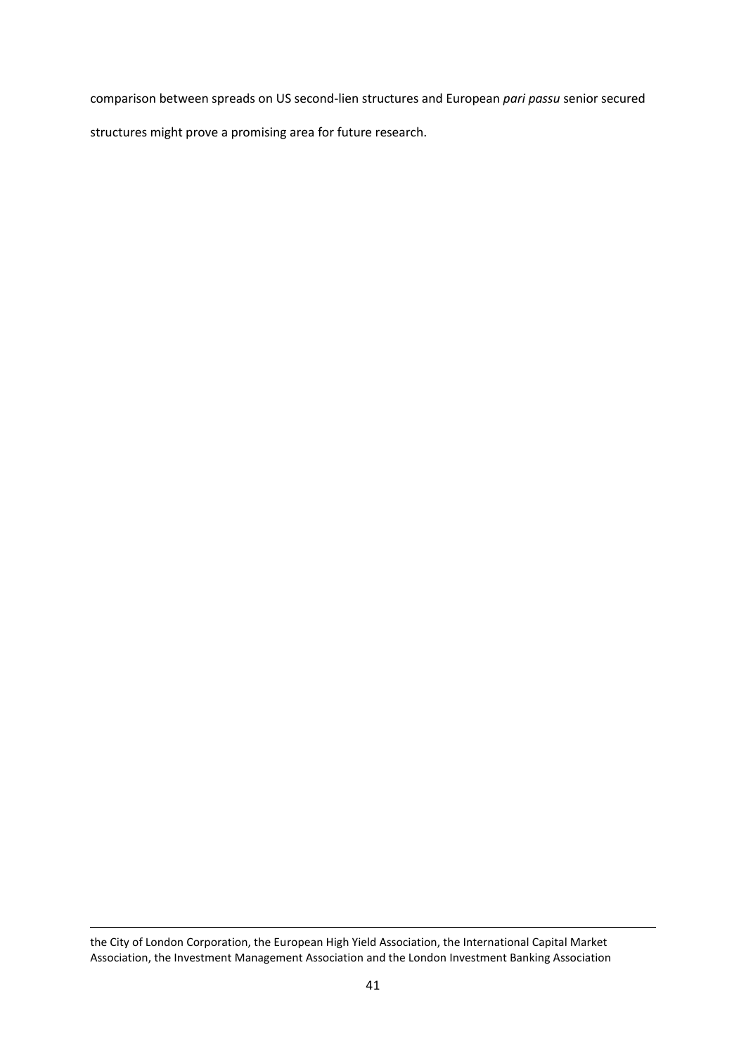comparison between spreads on US second-lien structures and European *pari passu* senior secured structures might prove a promising area for future research.

the City of London Corporation, the European High Yield Association, the International Capital Market Association, the Investment Management Association and the London Investment Banking Association